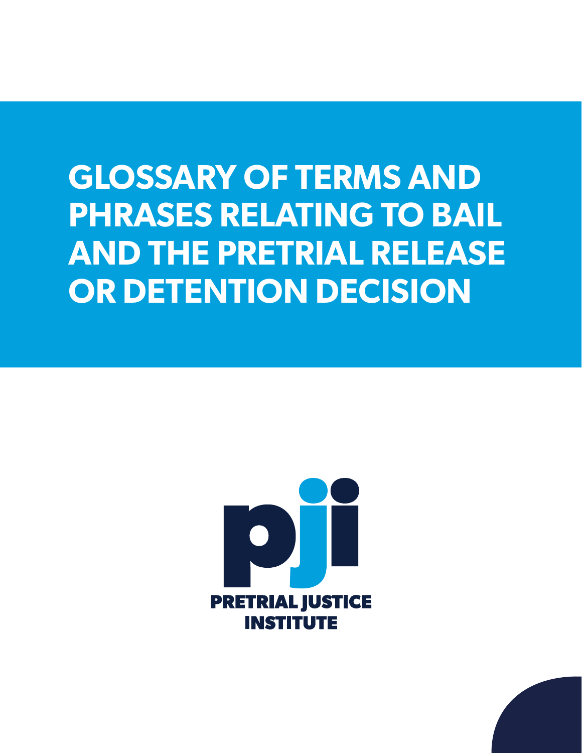# GLOSSARY OF TERMS AND PHRASES RELATING TO BAIL AND THE PRETRIAL RELEASE OR DETENTION DECISION

PRETRIAL JUSTICE INSTITUTE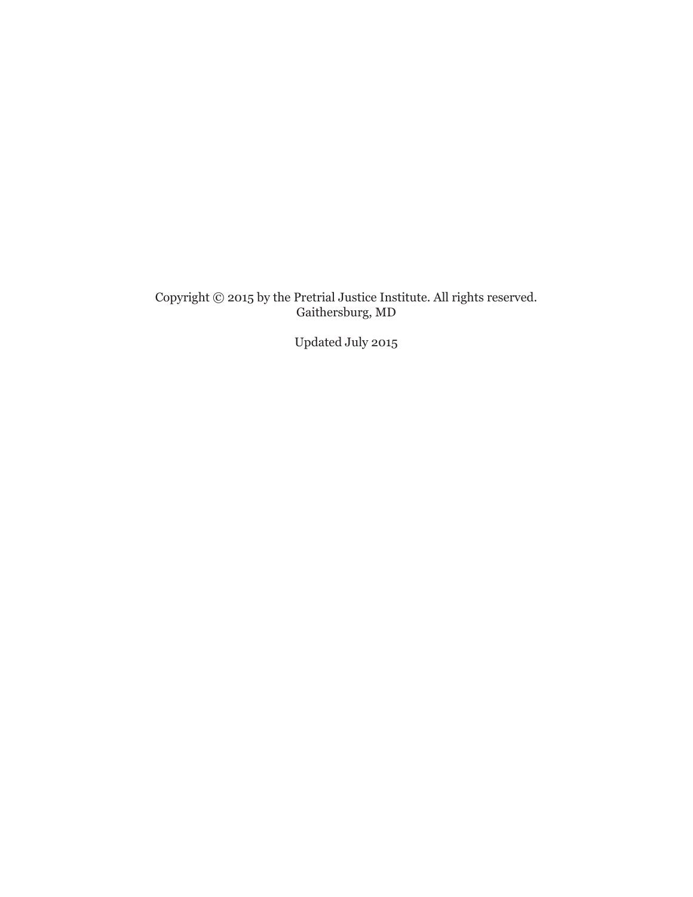Copyright © 2015 by the Pretrial Justice Institute. All rights reserved.
Gaithersburg, MD

Updated July 2015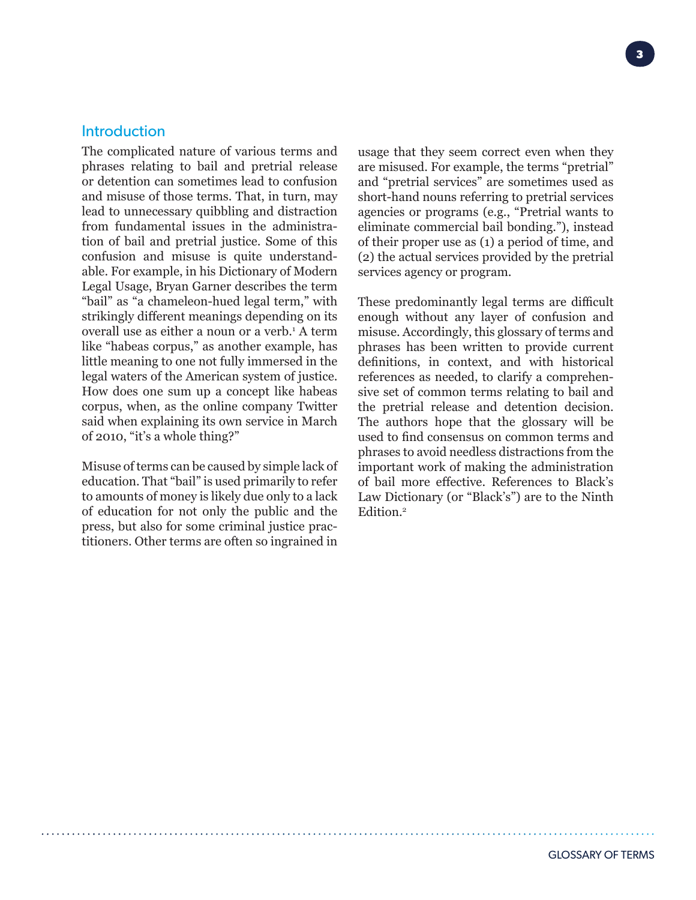## Introduction

The complicated nature of various terms and phrases relating to bail and pretrial release or detention can sometimes lead to confusion and misuse of those terms. That, in turn, may lead to unnecessary quibbling and distraction from fundamental issues in the administration of bail and pretrial justice. Some of this confusion and misuse is quite understandable. For example, in his Dictionary of Modern Legal Usage, Bryan Garner describes the term "bail" as "a chameleon-hued legal term," with strikingly different meanings depending on its overall use as either a noun or a verb.[1] A term like "habeas corpus," as another example, has little meaning to one not fully immersed in the legal waters of the American system of justice. How does one sum up a concept like habeas corpus, when, as the online company Twitter said when explaining its own service in March of 2010, "it's a whole thing?"

Misuse of terms can be caused by simple lack of education. That "bail" is used primarily to refer to amounts of money is likely due only to a lack of education for not only the public and the press, but also for some criminal justice practitioners. Other terms are often so ingrained in usage that they seem correct even when they are misused. For example, the terms "pretrial" and "pretrial services" are sometimes used as short-hand nouns referring to pretrial services agencies or programs (e.g., "Pretrial wants to eliminate commercial bail bonding."), instead of their proper use as (1) a period of time, and (2) the actual services provided by the pretrial services agency or program.

These predominantly legal terms are difficult enough without any layer of confusion and misuse. Accordingly, this glossary of terms and phrases has been written to provide current definitions, in context, and with historical references as needed, to clarify a comprehensive set of common terms relating to bail and the pretrial release and detention decision. The authors hope that the glossary will be used to find consensus on common terms and phrases to avoid needless distractions from the important work of making the administration of bail more effective. References to Black's Law Dictionary (or "Black's") are to the Ninth Edition.[2]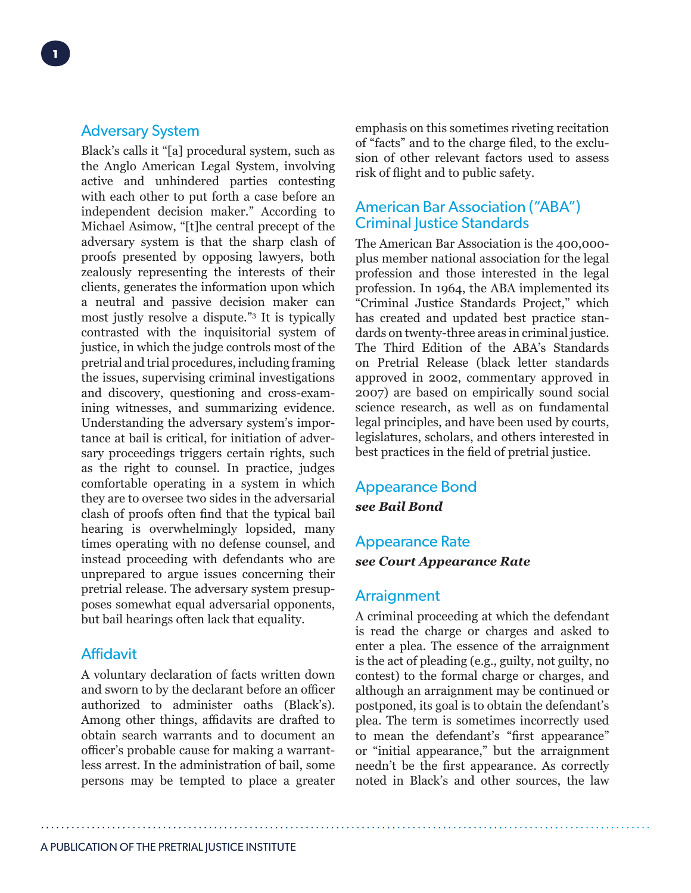## Adversary System

Black's calls it "[a] procedural system, such as the Anglo American Legal System, involving active and unhindered parties contesting with each other to put forth a case before an independent decision maker." According to Michael Asimow, "[t]he central precept of the adversary system is that the sharp clash of proofs presented by opposing lawyers, both zealously representing the interests of their clients, generates the information upon which a neutral and passive decision maker can most justly resolve a dispute."[3] It is typically contrasted with the inquisitorial system of justice, in which the judge controls most of the pretrial and trial procedures, including framing the issues, supervising criminal investigations and discovery, questioning and cross-examining witnesses, and summarizing evidence. Understanding the adversary system's importance at bail is critical, for initiation of adversary proceedings triggers certain rights, such as the right to counsel. In practice, judges comfortable operating in a system in which they are to oversee two sides in the adversarial clash of proofs often find that the typical bail hearing is overwhelmingly lopsided, many times operating with no defense counsel, and instead proceeding with defendants who are unprepared to argue issues concerning their pretrial release. The adversary system presupposes somewhat equal adversarial opponents, but bail hearings often lack that equality.

## Affidavit

A voluntary declaration of facts written down and sworn to by the declarant before an officer authorized to administer oaths (Black's). Among other things, affidavits are drafted to obtain search warrants and to document an officer's probable cause for making a warrantless arrest. In the administration of bail, some persons may be tempted to place a greater emphasis on this sometimes riveting recitation of "facts" and to the charge filed, to the exclusion of other relevant factors used to assess risk of flight and to public safety.

## American Bar Association ("ABA") Criminal Justice Standards

The American Bar Association is the 400,000-plus member national association for the legal profession and those interested in the legal profession. In 1964, the ABA implemented its "Criminal Justice Standards Project," which has created and updated best practice standards on twenty-three areas in criminal justice. The Third Edition of the ABA's Standards on Pretrial Release (black letter standards approved in 2002, commentary approved in 2007) are based on empirically sound social science research, as well as on fundamental legal principles, and have been used by courts, legislatures, scholars, and others interested in best practices in the field of pretrial justice.

## Appearance Bond

***see Bail Bond***

## Appearance Rate

***see Court Appearance Rate***

## Arraignment

A criminal proceeding at which the defendant is read the charge or charges and asked to enter a plea. The essence of the arraignment is the act of pleading (e.g., guilty, not guilty, no contest) to the formal charge or charges, and although an arraignment may be continued or postponed, its goal is to obtain the defendant's plea. The term is sometimes incorrectly used to mean the defendant's "first appearance" or "initial appearance," but the arraignment needn't be the first appearance. As correctly noted in Black's and other sources, the law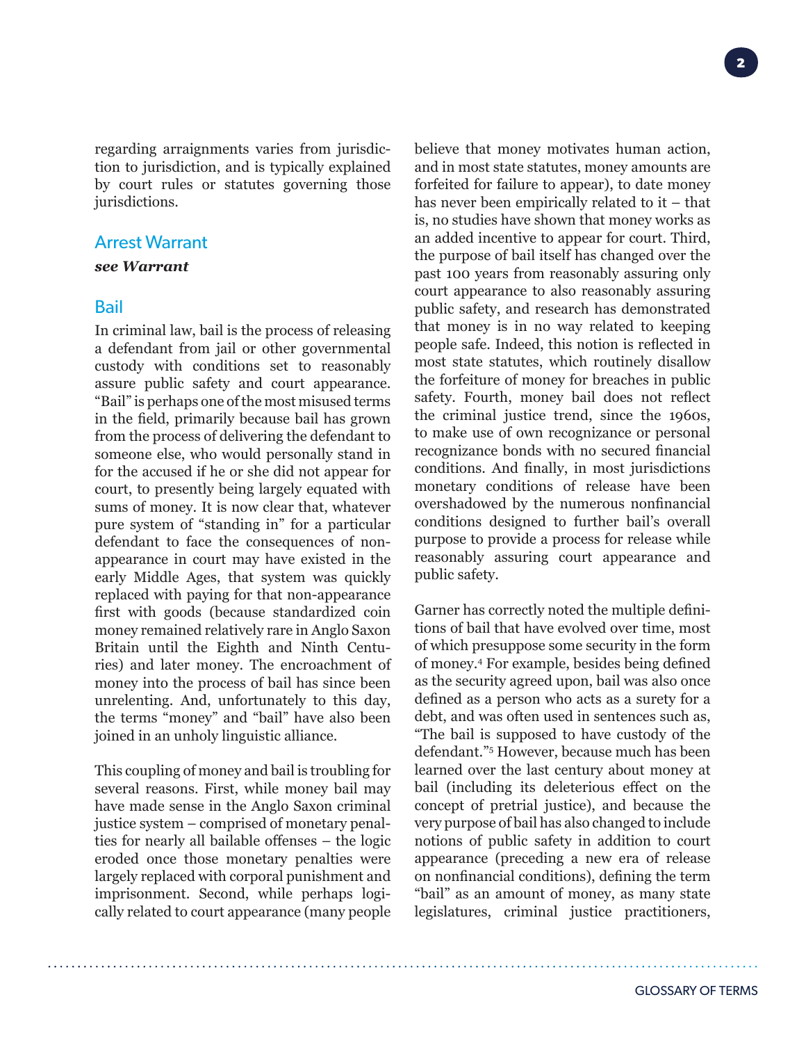regarding arraignments varies from jurisdiction to jurisdiction, and is typically explained by court rules or statutes governing those jurisdictions.

## Arrest Warrant

***see Warrant***

## Bail

In criminal law, bail is the process of releasing a defendant from jail or other governmental custody with conditions set to reasonably assure public safety and court appearance. "Bail" is perhaps one of the most misused terms in the field, primarily because bail has grown from the process of delivering the defendant to someone else, who would personally stand in for the accused if he or she did not appear for court, to presently being largely equated with sums of money. It is now clear that, whatever pure system of "standing in" for a particular defendant to face the consequences of non-appearance in court may have existed in the early Middle Ages, that system was quickly replaced with paying for that non-appearance first with goods (because standardized coin money remained relatively rare in Anglo Saxon Britain until the Eighth and Ninth Centuries) and later money. The encroachment of money into the process of bail has since been unrelenting. And, unfortunately to this day, the terms "money" and "bail" have also been joined in an unholy linguistic alliance.

This coupling of money and bail is troubling for several reasons. First, while money bail may have made sense in the Anglo Saxon criminal justice system – comprised of monetary penalties for nearly all bailable offenses – the logic eroded once those monetary penalties were largely replaced with corporal punishment and imprisonment. Second, while perhaps logically related to court appearance (many people believe that money motivates human action, and in most state statutes, money amounts are forfeited for failure to appear), to date money has never been empirically related to it – that is, no studies have shown that money works as an added incentive to appear for court. Third, the purpose of bail itself has changed over the past 100 years from reasonably assuring only court appearance to also reasonably assuring public safety, and research has demonstrated that money is in no way related to keeping people safe. Indeed, this notion is reflected in most state statutes, which routinely disallow the forfeiture of money for breaches in public safety. Fourth, money bail does not reflect the criminal justice trend, since the 1960s, to make use of own recognizance or personal recognizance bonds with no secured financial conditions. And finally, in most jurisdictions monetary conditions of release have been overshadowed by the numerous nonfinancial conditions designed to further bail's overall purpose to provide a process for release while reasonably assuring court appearance and public safety.

Garner has correctly noted the multiple definitions of bail that have evolved over time, most of which presuppose some security in the form of money.[4] For example, besides being defined as the security agreed upon, bail was also once defined as a person who acts as a surety for a debt, and was often used in sentences such as, "The bail is supposed to have custody of the defendant."[5] However, because much has been learned over the last century about money at bail (including its deleterious effect on the concept of pretrial justice), and because the very purpose of bail has also changed to include notions of public safety in addition to court appearance (preceding a new era of release on nonfinancial conditions), defining the term "bail" as an amount of money, as many state legislatures, criminal justice practitioners,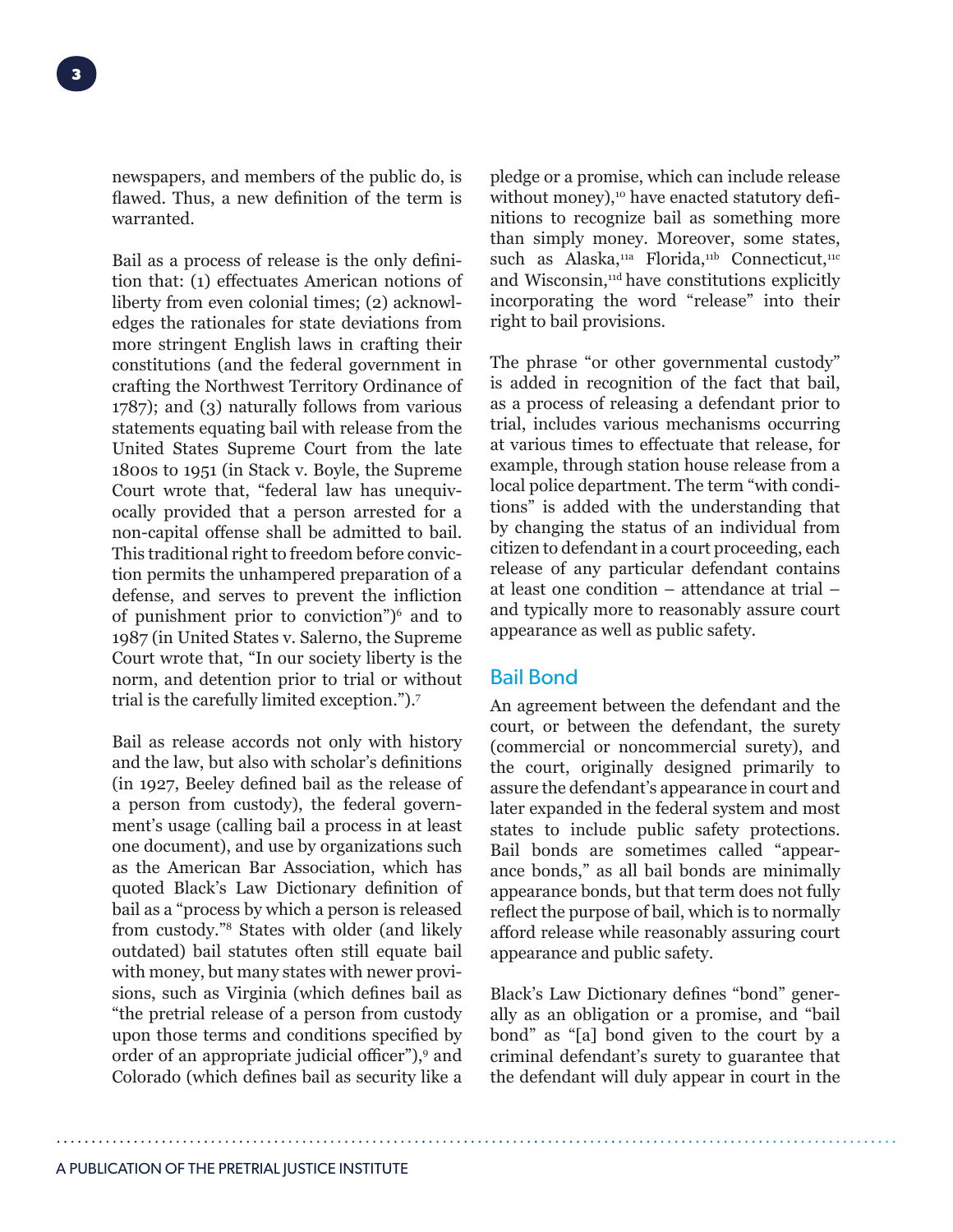newspapers, and members of the public do, is flawed. Thus, a new definition of the term is warranted.

Bail as a process of release is the only definition that: (1) effectuates American notions of liberty from even colonial times; (2) acknowledges the rationales for state deviations from more stringent English laws in crafting their constitutions (and the federal government in crafting the Northwest Territory Ordinance of 1787); and (3) naturally follows from various statements equating bail with release from the United States Supreme Court from the late 1800s to 1951 (in Stack v. Boyle, the Supreme Court wrote that, "federal law has unequivocally provided that a person arrested for a non-capital offense shall be admitted to bail. This traditional right to freedom before conviction permits the unhampered preparation of a defense, and serves to prevent the infliction of punishment prior to conviction")[6] and to 1987 (in United States v. Salerno, the Supreme Court wrote that, "In our society liberty is the norm, and detention prior to trial or without trial is the carefully limited exception.").[7]

Bail as release accords not only with history and the law, but also with scholar's definitions (in 1927, Beeley defined bail as the release of a person from custody), the federal government's usage (calling bail a process in at least one document), and use by organizations such as the American Bar Association, which has quoted Black's Law Dictionary definition of bail as a "process by which a person is released from custody."[8] States with older (and likely outdated) bail statutes often still equate bail with money, but many states with newer provisions, such as Virginia (which defines bail as "the pretrial release of a person from custody upon those terms and conditions specified by order of an appropriate judicial officer"),[9] and Colorado (which defines bail as security like a pledge or a promise, which can include release without money),[10] have enacted statutory definitions to recognize bail as something more than simply money. Moreover, some states, such as Alaska,[11a] Florida,[11b] Connecticut,[11c] and Wisconsin,[11d] have constitutions explicitly incorporating the word "release" into their right to bail provisions.

The phrase "or other governmental custody" is added in recognition of the fact that bail, as a process of releasing a defendant prior to trial, includes various mechanisms occurring at various times to effectuate that release, for example, through station house release from a local police department. The term "with conditions" is added with the understanding that by changing the status of an individual from citizen to defendant in a court proceeding, each release of any particular defendant contains at least one condition – attendance at trial – and typically more to reasonably assure court appearance as well as public safety.

## Bail Bond

An agreement between the defendant and the court, or between the defendant, the surety (commercial or noncommercial surety), and the court, originally designed primarily to assure the defendant's appearance in court and later expanded in the federal system and most states to include public safety protections. Bail bonds are sometimes called "appearance bonds," as all bail bonds are minimally appearance bonds, but that term does not fully reflect the purpose of bail, which is to normally afford release while reasonably assuring court appearance and public safety.

Black's Law Dictionary defines "bond" generally as an obligation or a promise, and "bail bond" as "[a] bond given to the court by a criminal defendant's surety to guarantee that the defendant will duly appear in court in the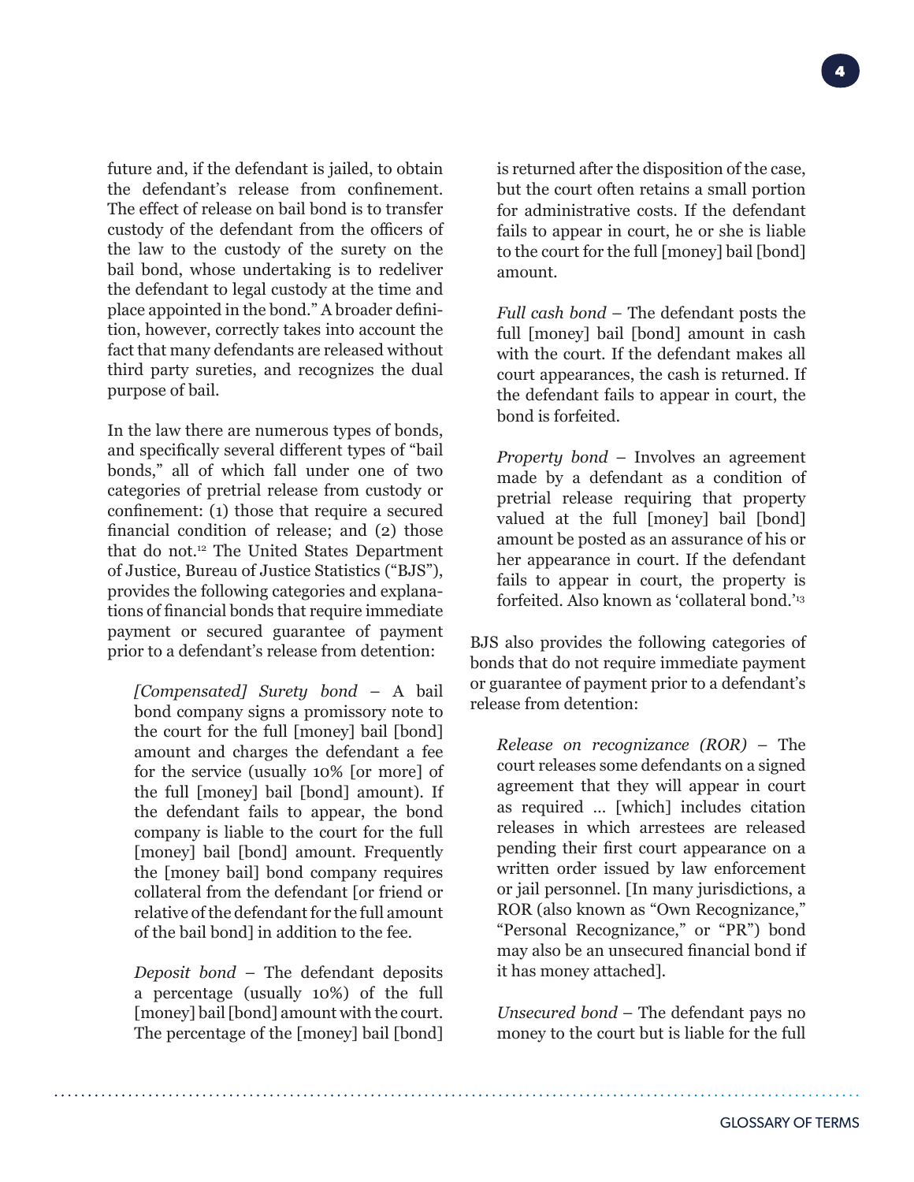future and, if the defendant is jailed, to obtain the defendant's release from confinement. The effect of release on bail bond is to transfer custody of the defendant from the officers of the law to the custody of the surety on the bail bond, whose undertaking is to redeliver the defendant to legal custody at the time and place appointed in the bond." A broader definition, however, correctly takes into account the fact that many defendants are released without third party sureties, and recognizes the dual purpose of bail.

In the law there are numerous types of bonds, and specifically several different types of "bail bonds," all of which fall under one of two categories of pretrial release from custody or confinement: (1) those that require a secured financial condition of release; and (2) those that do not.[12] The United States Department of Justice, Bureau of Justice Statistics ("BJS"), provides the following categories and explanations of financial bonds that require immediate payment or secured guarantee of payment prior to a defendant's release from detention:

> *[Compensated] Surety bond* – A bail bond company signs a promissory note to the court for the full [money] bail [bond] amount and charges the defendant a fee for the service (usually 10% [or more] of the full [money] bail [bond] amount). If the defendant fails to appear, the bond company is liable to the court for the full [money] bail [bond] amount. Frequently the [money bail] bond company requires collateral from the defendant [or friend or relative of the defendant for the full amount of the bail bond] in addition to the fee.
>
> *Deposit bond* – The defendant deposits a percentage (usually 10%) of the full [money] bail [bond] amount with the court. The percentage of the [money] bail [bond] is returned after the disposition of the case, but the court often retains a small portion for administrative costs. If the defendant fails to appear in court, he or she is liable to the court for the full [money] bail [bond] amount.
>
> *Full cash bond* – The defendant posts the full [money] bail [bond] amount in cash with the court. If the defendant makes all court appearances, the cash is returned. If the defendant fails to appear in court, the bond is forfeited.
>
> *Property bond* – Involves an agreement made by a defendant as a condition of pretrial release requiring that property valued at the full [money] bail [bond] amount be posted as an assurance of his or her appearance in court. If the defendant fails to appear in court, the property is forfeited. Also known as 'collateral bond.'[13]

BJS also provides the following categories of bonds that do not require immediate payment or guarantee of payment prior to a defendant's release from detention:

> *Release on recognizance (ROR)* – The court releases some defendants on a signed agreement that they will appear in court as required ... [which] includes citation releases in which arrestees are released pending their first court appearance on a written order issued by law enforcement or jail personnel. [In many jurisdictions, a ROR (also known as "Own Recognizance," "Personal Recognizance," or "PR") bond may also be an unsecured financial bond if it has money attached].
>
> *Unsecured bond* – The defendant pays no money to the court but is liable for the full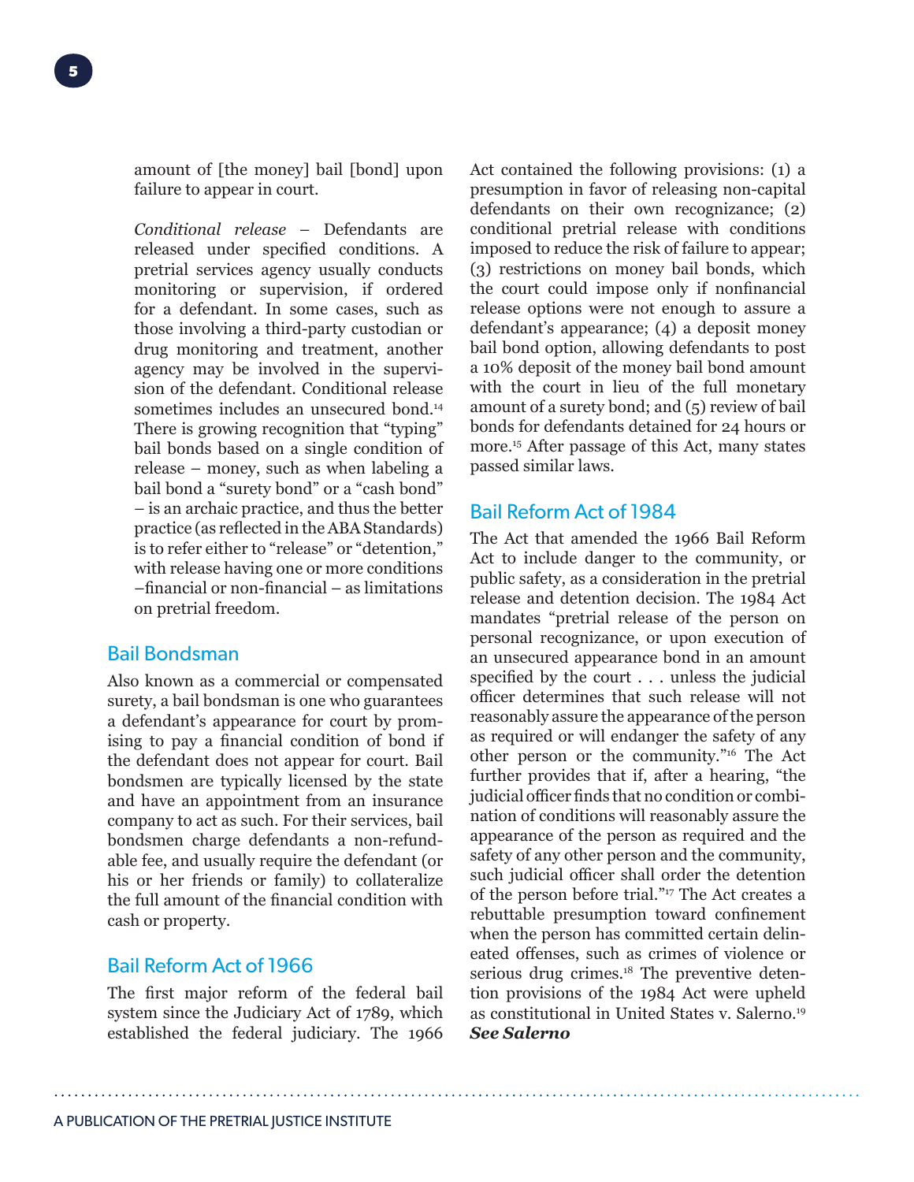amount of [the money] bail [bond] upon failure to appear in court.

*Conditional release* – Defendants are released under specified conditions. A pretrial services agency usually conducts monitoring or supervision, if ordered for a defendant. In some cases, such as those involving a third-party custodian or drug monitoring and treatment, another agency may be involved in the supervision of the defendant. Conditional release sometimes includes an unsecured bond.[14] There is growing recognition that "typing" bail bonds based on a single condition of release – money, such as when labeling a bail bond a "surety bond" or a "cash bond" – is an archaic practice, and thus the better practice (as reflected in the ABA Standards) is to refer either to "release" or "detention," with release having one or more conditions –financial or non-financial – as limitations on pretrial freedom.

## Bail Bondsman

Also known as a commercial or compensated surety, a bail bondsman is one who guarantees a defendant's appearance for court by promising to pay a financial condition of bond if the defendant does not appear for court. Bail bondsmen are typically licensed by the state and have an appointment from an insurance company to act as such. For their services, bail bondsmen charge defendants a non-refundable fee, and usually require the defendant (or his or her friends or family) to collateralize the full amount of the financial condition with cash or property.

## Bail Reform Act of 1966

The first major reform of the federal bail system since the Judiciary Act of 1789, which established the federal judiciary. The 1966 Act contained the following provisions: (1) a presumption in favor of releasing non-capital defendants on their own recognizance; (2) conditional pretrial release with conditions imposed to reduce the risk of failure to appear; (3) restrictions on money bail bonds, which the court could impose only if nonfinancial release options were not enough to assure a defendant's appearance; (4) a deposit money bail bond option, allowing defendants to post a 10% deposit of the money bail bond amount with the court in lieu of the full monetary amount of a surety bond; and (5) review of bail bonds for defendants detained for 24 hours or more.[15] After passage of this Act, many states passed similar laws.

## Bail Reform Act of 1984

The Act that amended the 1966 Bail Reform Act to include danger to the community, or public safety, as a consideration in the pretrial release and detention decision. The 1984 Act mandates "pretrial release of the person on personal recognizance, or upon execution of an unsecured appearance bond in an amount specified by the court . . . unless the judicial officer determines that such release will not reasonably assure the appearance of the person as required or will endanger the safety of any other person or the community."[16] The Act further provides that if, after a hearing, "the judicial officer finds that no condition or combination of conditions will reasonably assure the appearance of the person as required and the safety of any other person and the community, such judicial officer shall order the detention of the person before trial."[17] The Act creates a rebuttable presumption toward confinement when the person has committed certain delineated offenses, such as crimes of violence or serious drug crimes.[18] The preventive detention provisions of the 1984 Act were upheld as constitutional in United States v. Salerno.[19] ***See Salerno***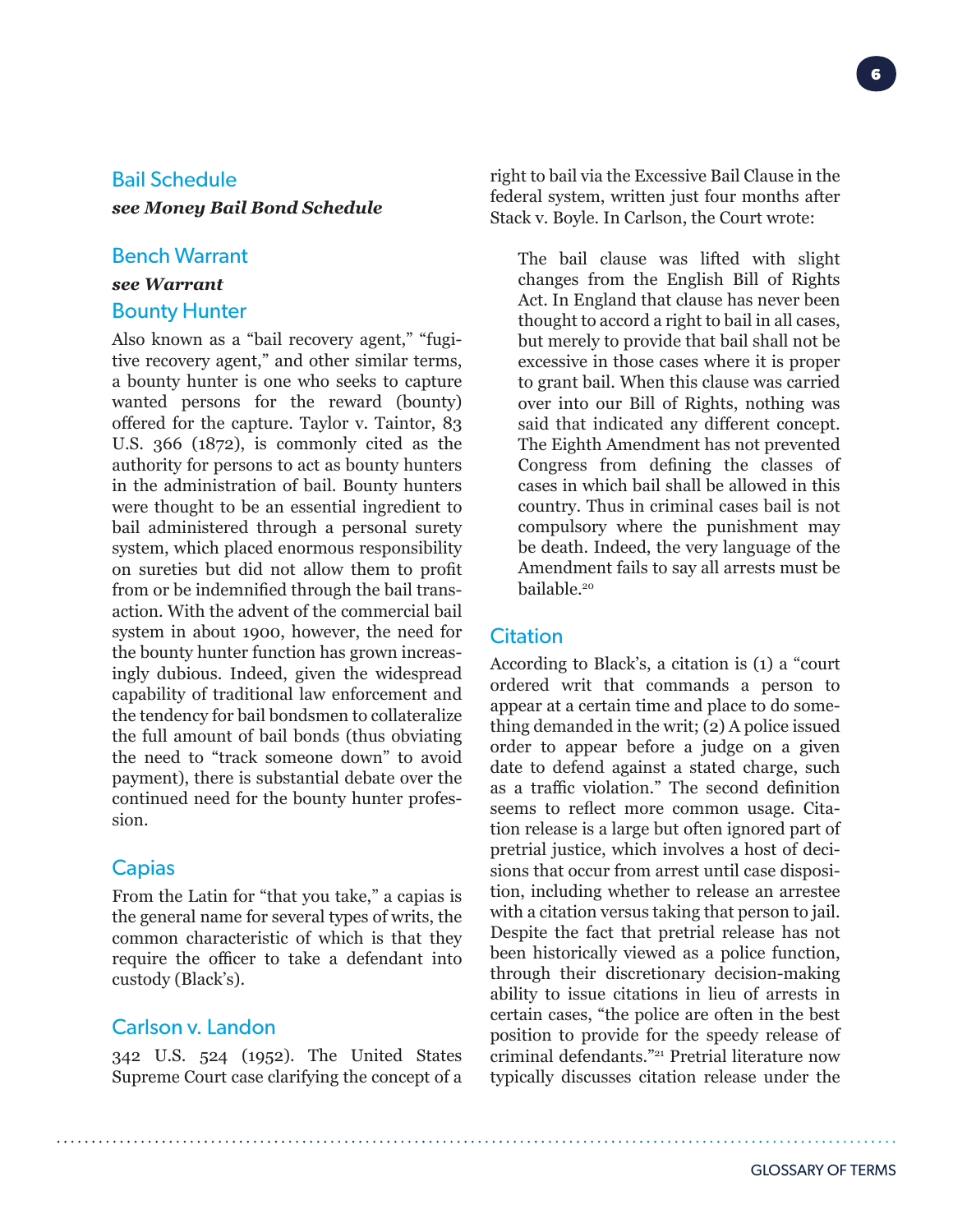## Bail Schedule

***see Money Bail Bond Schedule***

## Bench Warrant

***see Warrant***

## Bounty Hunter

Also known as a "bail recovery agent," "fugitive recovery agent," and other similar terms, a bounty hunter is one who seeks to capture wanted persons for the reward (bounty) offered for the capture. Taylor v. Taintor, 83 U.S. 366 (1872), is commonly cited as the authority for persons to act as bounty hunters in the administration of bail. Bounty hunters were thought to be an essential ingredient to bail administered through a personal surety system, which placed enormous responsibility on sureties but did not allow them to profit from or be indemnified through the bail transaction. With the advent of the commercial bail system in about 1900, however, the need for the bounty hunter function has grown increasingly dubious. Indeed, given the widespread capability of traditional law enforcement and the tendency for bail bondsmen to collateralize the full amount of bail bonds (thus obviating the need to "track someone down" to avoid payment), there is substantial debate over the continued need for the bounty hunter profession.

## Capias

From the Latin for "that you take," a capias is the general name for several types of writs, the common characteristic of which is that they require the officer to take a defendant into custody (Black's).

## Carlson v. Landon

342 U.S. 524 (1952). The United States Supreme Court case clarifying the concept of a right to bail via the Excessive Bail Clause in the federal system, written just four months after Stack v. Boyle. In Carlson, the Court wrote:

> The bail clause was lifted with slight changes from the English Bill of Rights Act. In England that clause has never been thought to accord a right to bail in all cases, but merely to provide that bail shall not be excessive in those cases where it is proper to grant bail. When this clause was carried over into our Bill of Rights, nothing was said that indicated any different concept. The Eighth Amendment has not prevented Congress from defining the classes of cases in which bail shall be allowed in this country. Thus in criminal cases bail is not compulsory where the punishment may be death. Indeed, the very language of the Amendment fails to say all arrests must be bailable.[20]

## Citation

According to Black's, a citation is (1) a "court ordered writ that commands a person to appear at a certain time and place to do something demanded in the writ; (2) A police issued order to appear before a judge on a given date to defend against a stated charge, such as a traffic violation." The second definition seems to reflect more common usage. Citation release is a large but often ignored part of pretrial justice, which involves a host of decisions that occur from arrest until case disposition, including whether to release an arrestee with a citation versus taking that person to jail. Despite the fact that pretrial release has not been historically viewed as a police function, through their discretionary decision-making ability to issue citations in lieu of arrests in certain cases, "the police are often in the best position to provide for the speedy release of criminal defendants."[21] Pretrial literature now typically discusses citation release under the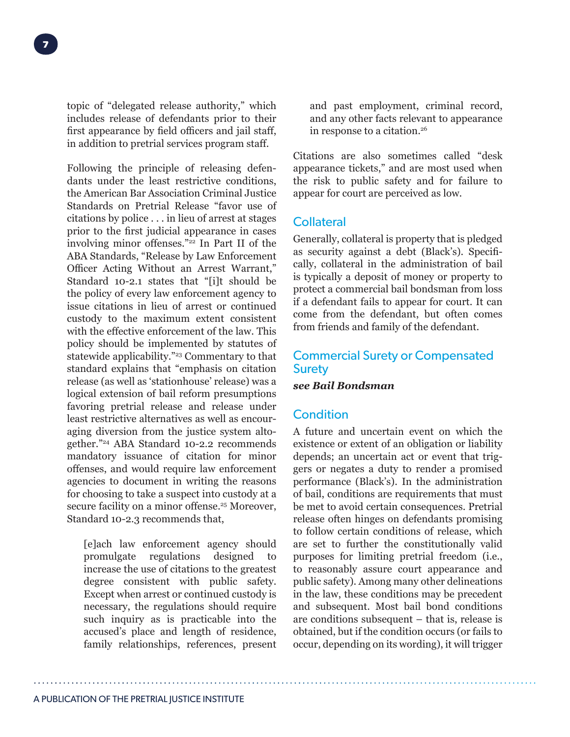topic of "delegated release authority," which includes release of defendants prior to their first appearance by field officers and jail staff, in addition to pretrial services program staff.

Following the principle of releasing defendants under the least restrictive conditions, the American Bar Association Criminal Justice Standards on Pretrial Release "favor use of citations by police . . . in lieu of arrest at stages prior to the first judicial appearance in cases involving minor offenses."[22] In Part II of the ABA Standards, "Release by Law Enforcement Officer Acting Without an Arrest Warrant," Standard 10-2.1 states that "[i]t should be the policy of every law enforcement agency to issue citations in lieu of arrest or continued custody to the maximum extent consistent with the effective enforcement of the law. This policy should be implemented by statutes of statewide applicability."[23] Commentary to that standard explains that "emphasis on citation release (as well as 'stationhouse' release) was a logical extension of bail reform presumptions favoring pretrial release and release under least restrictive alternatives as well as encouraging diversion from the justice system altogether."[24] ABA Standard 10-2.2 recommends mandatory issuance of citation for minor offenses, and would require law enforcement agencies to document in writing the reasons for choosing to take a suspect into custody at a secure facility on a minor offense.[25] Moreover, Standard 10-2.3 recommends that,

> [e]ach law enforcement agency should promulgate regulations designed to increase the use of citations to the greatest degree consistent with public safety. Except when arrest or continued custody is necessary, the regulations should require such inquiry as is practicable into the accused's place and length of residence, family relationships, references, present and past employment, criminal record, and any other facts relevant to appearance in response to a citation.[26]

Citations are also sometimes called "desk appearance tickets," and are most used when the risk to public safety and for failure to appear for court are perceived as low.

## Collateral

Generally, collateral is property that is pledged as security against a debt (Black's). Specifically, collateral in the administration of bail is typically a deposit of money or property to protect a commercial bail bondsman from loss if a defendant fails to appear for court. It can come from the defendant, but often comes from friends and family of the defendant.

## Commercial Surety or Compensated Surety

***see Bail Bondsman***

## Condition

A future and uncertain event on which the existence or extent of an obligation or liability depends; an uncertain act or event that triggers or negates a duty to render a promised performance (Black's). In the administration of bail, conditions are requirements that must be met to avoid certain consequences. Pretrial release often hinges on defendants promising to follow certain conditions of release, which are set to further the constitutionally valid purposes for limiting pretrial freedom (i.e., to reasonably assure court appearance and public safety). Among many other delineations in the law, these conditions may be precedent and subsequent. Most bail bond conditions are conditions subsequent – that is, release is obtained, but if the condition occurs (or fails to occur, depending on its wording), it will trigger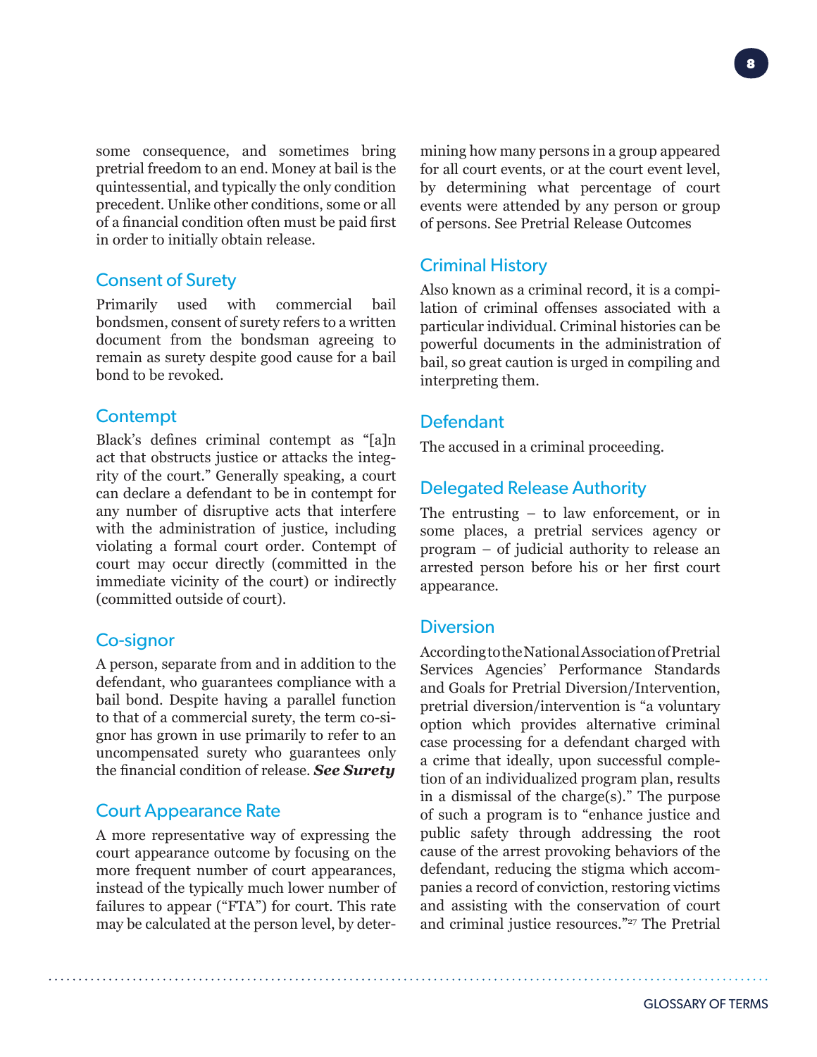some consequence, and sometimes bring pretrial freedom to an end. Money at bail is the quintessential, and typically the only condition precedent. Unlike other conditions, some or all of a financial condition often must be paid first in order to initially obtain release.

## Consent of Surety

Primarily used with commercial bail bondsmen, consent of surety refers to a written document from the bondsman agreeing to remain as surety despite good cause for a bail bond to be revoked.

## Contempt

Black's defines criminal contempt as "[a]n act that obstructs justice or attacks the integrity of the court." Generally speaking, a court can declare a defendant to be in contempt for any number of disruptive acts that interfere with the administration of justice, including violating a formal court order. Contempt of court may occur directly (committed in the immediate vicinity of the court) or indirectly (committed outside of court).

## Co-signor

A person, separate from and in addition to the defendant, who guarantees compliance with a bail bond. Despite having a parallel function to that of a commercial surety, the term co-signor has grown in use primarily to refer to an uncompensated surety who guarantees only the financial condition of release. ***See Surety***

## Court Appearance Rate

A more representative way of expressing the court appearance outcome by focusing on the more frequent number of court appearances, instead of the typically much lower number of failures to appear ("FTA") for court. This rate may be calculated at the person level, by determining how many persons in a group appeared for all court events, or at the court event level, by determining what percentage of court events were attended by any person or group of persons. See Pretrial Release Outcomes

## Criminal History

Also known as a criminal record, it is a compilation of criminal offenses associated with a particular individual. Criminal histories can be powerful documents in the administration of bail, so great caution is urged in compiling and interpreting them.

## Defendant

The accused in a criminal proceeding.

## Delegated Release Authority

The entrusting – to law enforcement, or in some places, a pretrial services agency or program – of judicial authority to release an arrested person before his or her first court appearance.

## Diversion

According to the National Association of Pretrial Services Agencies' Performance Standards and Goals for Pretrial Diversion/Intervention, pretrial diversion/intervention is "a voluntary option which provides alternative criminal case processing for a defendant charged with a crime that ideally, upon successful completion of an individualized program plan, results in a dismissal of the charge(s)." The purpose of such a program is to "enhance justice and public safety through addressing the root cause of the arrest provoking behaviors of the defendant, reducing the stigma which accompanies a record of conviction, restoring victims and assisting with the conservation of court and criminal justice resources."[27] The Pretrial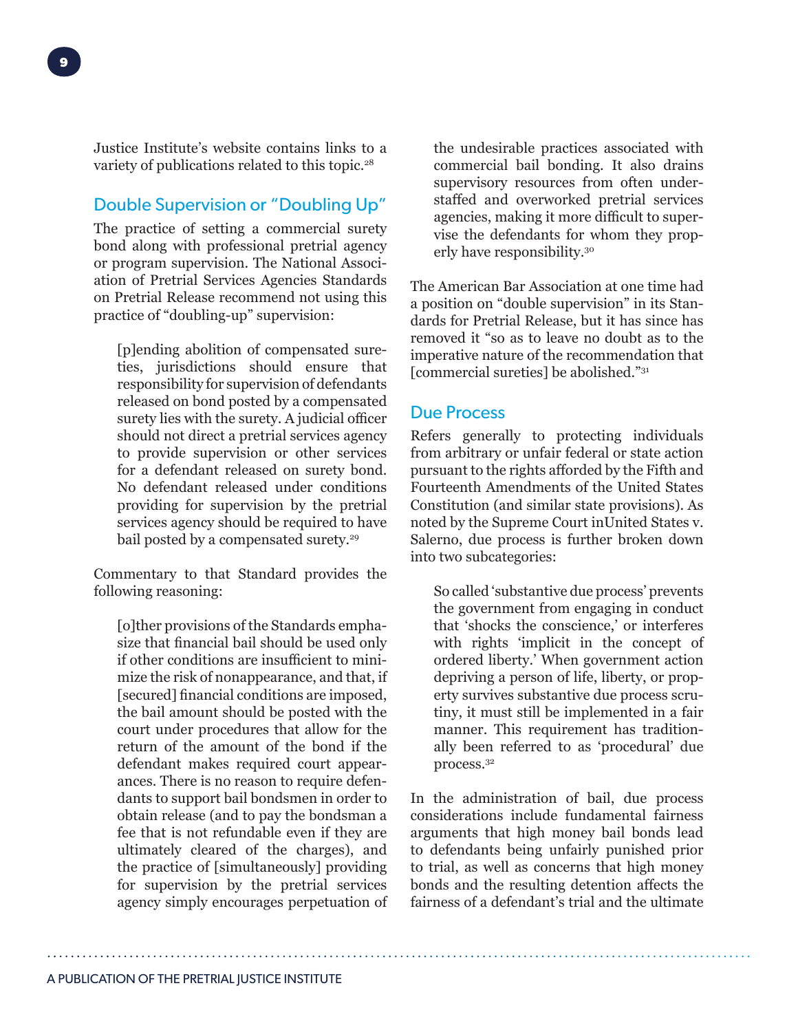Justice Institute's website contains links to a variety of publications related to this topic.[28]

## Double Supervision or "Doubling Up"

The practice of setting a commercial surety bond along with professional pretrial agency or program supervision. The National Association of Pretrial Services Agencies Standards on Pretrial Release recommend not using this practice of "doubling-up" supervision:

> [p]ending abolition of compensated sureties, jurisdictions should ensure that responsibility for supervision of defendants released on bond posted by a compensated surety lies with the surety. A judicial officer should not direct a pretrial services agency to provide supervision or other services for a defendant released on surety bond. No defendant released under conditions providing for supervision by the pretrial services agency should be required to have bail posted by a compensated surety.[29]

Commentary to that Standard provides the following reasoning:

> [o]ther provisions of the Standards emphasize that financial bail should be used only if other conditions are insufficient to minimize the risk of nonappearance, and that, if [secured] financial conditions are imposed, the bail amount should be posted with the court under procedures that allow for the return of the amount of the bond if the defendant makes required court appearances. There is no reason to require defendants to support bail bondsmen in order to obtain release (and to pay the bondsman a fee that is not refundable even if they are ultimately cleared of the charges), and the practice of [simultaneously] providing for supervision by the pretrial services agency simply encourages perpetuation of the undesirable practices associated with commercial bail bonding. It also drains supervisory resources from often understaffed and overworked pretrial services agencies, making it more difficult to supervise the defendants for whom they properly have responsibility.[30]

The American Bar Association at one time had a position on "double supervision" in its Standards for Pretrial Release, but it has since has removed it "so as to leave no doubt as to the imperative nature of the recommendation that [commercial sureties] be abolished."[31]

## Due Process

Refers generally to protecting individuals from arbitrary or unfair federal or state action pursuant to the rights afforded by the Fifth and Fourteenth Amendments of the United States Constitution (and similar state provisions). As noted by the Supreme Court inUnited States v. Salerno, due process is further broken down into two subcategories:

> So called 'substantive due process' prevents the government from engaging in conduct that 'shocks the conscience,' or interferes with rights 'implicit in the concept of ordered liberty.' When government action depriving a person of life, liberty, or property survives substantive due process scrutiny, it must still be implemented in a fair manner. This requirement has traditionally been referred to as 'procedural' due process.[32]

In the administration of bail, due process considerations include fundamental fairness arguments that high money bail bonds lead to defendants being unfairly punished prior to trial, as well as concerns that high money bonds and the resulting detention affects the fairness of a defendant's trial and the ultimate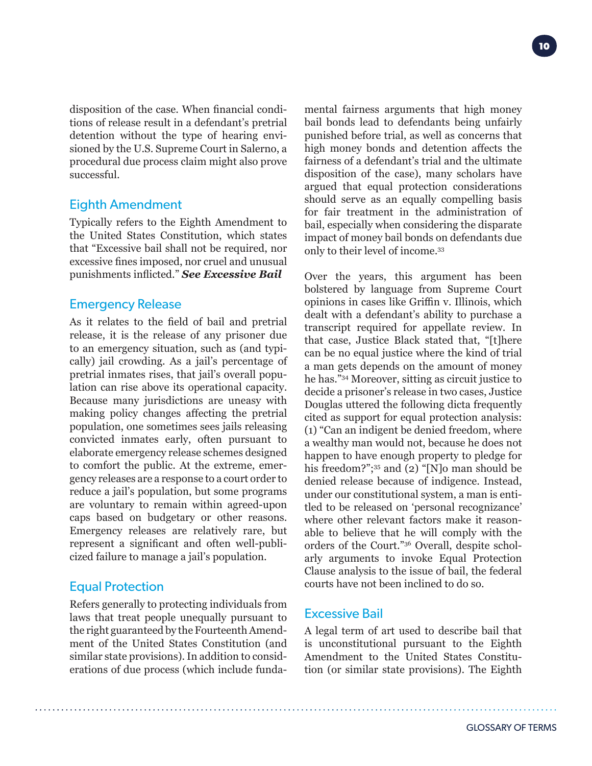disposition of the case. When financial conditions of release result in a defendant's pretrial detention without the type of hearing envisioned by the U.S. Supreme Court in Salerno, a procedural due process claim might also prove successful.

## Eighth Amendment

Typically refers to the Eighth Amendment to the United States Constitution, which states that "Excessive bail shall not be required, nor excessive fines imposed, nor cruel and unusual punishments inflicted." ***See Excessive Bail***

## Emergency Release

As it relates to the field of bail and pretrial release, it is the release of any prisoner due to an emergency situation, such as (and typically) jail crowding. As a jail's percentage of pretrial inmates rises, that jail's overall population can rise above its operational capacity. Because many jurisdictions are uneasy with making policy changes affecting the pretrial population, one sometimes sees jails releasing convicted inmates early, often pursuant to elaborate emergency release schemes designed to comfort the public. At the extreme, emergency releases are a response to a court order to reduce a jail's population, but some programs are voluntary to remain within agreed-upon caps based on budgetary or other reasons. Emergency releases are relatively rare, but represent a significant and often well-publicized failure to manage a jail's population.

## Equal Protection

Refers generally to protecting individuals from laws that treat people unequally pursuant to the right guaranteed by the Fourteenth Amendment of the United States Constitution (and similar state provisions). In addition to considerations of due process (which include fundamental fairness arguments that high money bail bonds lead to defendants being unfairly punished before trial, as well as concerns that high money bonds and detention affects the fairness of a defendant's trial and the ultimate disposition of the case), many scholars have argued that equal protection considerations should serve as an equally compelling basis for fair treatment in the administration of bail, especially when considering the disparate impact of money bail bonds on defendants due only to their level of income.[33]

Over the years, this argument has been bolstered by language from Supreme Court opinions in cases like Griffin v. Illinois, which dealt with a defendant's ability to purchase a transcript required for appellate review. In that case, Justice Black stated that, "[t]here can be no equal justice where the kind of trial a man gets depends on the amount of money he has."[34] Moreover, sitting as circuit justice to decide a prisoner's release in two cases, Justice Douglas uttered the following dicta frequently cited as support for equal protection analysis: (1) "Can an indigent be denied freedom, where a wealthy man would not, because he does not happen to have enough property to pledge for his freedom?";[35] and (2) "[N]o man should be denied release because of indigence. Instead, under our constitutional system, a man is entitled to be released on 'personal recognizance' where other relevant factors make it reasonable to believe that he will comply with the orders of the Court."[36] Overall, despite scholarly arguments to invoke Equal Protection Clause analysis to the issue of bail, the federal courts have not been inclined to do so.

## Excessive Bail

A legal term of art used to describe bail that is unconstitutional pursuant to the Eighth Amendment to the United States Constitution (or similar state provisions). The Eighth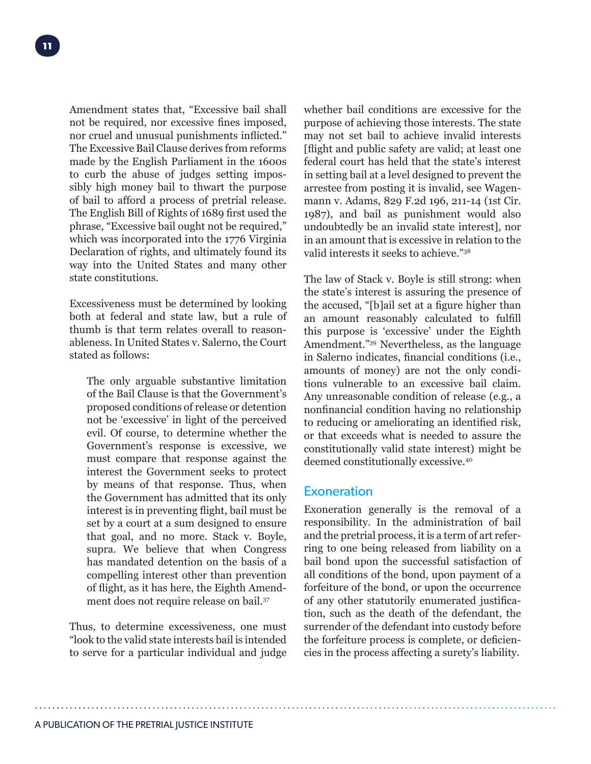Amendment states that, "Excessive bail shall not be required, nor excessive fines imposed, nor cruel and unusual punishments inflicted." The Excessive Bail Clause derives from reforms made by the English Parliament in the 1600s to curb the abuse of judges setting impossibly high money bail to thwart the purpose of bail to afford a process of pretrial release. The English Bill of Rights of 1689 first used the phrase, "Excessive bail ought not be required," which was incorporated into the 1776 Virginia Declaration of rights, and ultimately found its way into the United States and many other state constitutions.

Excessiveness must be determined by looking both at federal and state law, but a rule of thumb is that term relates overall to reasonableness. In United States v. Salerno, the Court stated as follows:

> The only arguable substantive limitation of the Bail Clause is that the Government's proposed conditions of release or detention not be 'excessive' in light of the perceived evil. Of course, to determine whether the Government's response is excessive, we must compare that response against the interest the Government seeks to protect by means of that response. Thus, when the Government has admitted that its only interest is in preventing flight, bail must be set by a court at a sum designed to ensure that goal, and no more. Stack v. Boyle, supra. We believe that when Congress has mandated detention on the basis of a compelling interest other than prevention of flight, as it has here, the Eighth Amendment does not require release on bail.[37]

Thus, to determine excessiveness, one must "look to the valid state interests bail is intended to serve for a particular individual and judge whether bail conditions are excessive for the purpose of achieving those interests. The state may not set bail to achieve invalid interests [flight and public safety are valid; at least one federal court has held that the state's interest in setting bail at a level designed to prevent the arrestee from posting it is invalid, see Wagenmann v. Adams, 829 F.2d 196, 211-14 (1st Cir. 1987), and bail as punishment would also undoubtedly be an invalid state interest], nor in an amount that is excessive in relation to the valid interests it seeks to achieve."[38]

The law of Stack v. Boyle is still strong: when the state's interest is assuring the presence of the accused, "[b]ail set at a figure higher than an amount reasonably calculated to fulfill this purpose is 'excessive' under the Eighth Amendment."[39] Nevertheless, as the language in Salerno indicates, financial conditions (i.e., amounts of money) are not the only conditions vulnerable to an excessive bail claim. Any unreasonable condition of release (e.g., a nonfinancial condition having no relationship to reducing or ameliorating an identified risk, or that exceeds what is needed to assure the constitutionally valid state interest) might be deemed constitutionally excessive.[40]

## Exoneration

Exoneration generally is the removal of a responsibility. In the administration of bail and the pretrial process, it is a term of art referring to one being released from liability on a bail bond upon the successful satisfaction of all conditions of the bond, upon payment of a forfeiture of the bond, or upon the occurrence of any other statutorily enumerated justification, such as the death of the defendant, the surrender of the defendant into custody before the forfeiture process is complete, or deficiencies in the process affecting a surety's liability.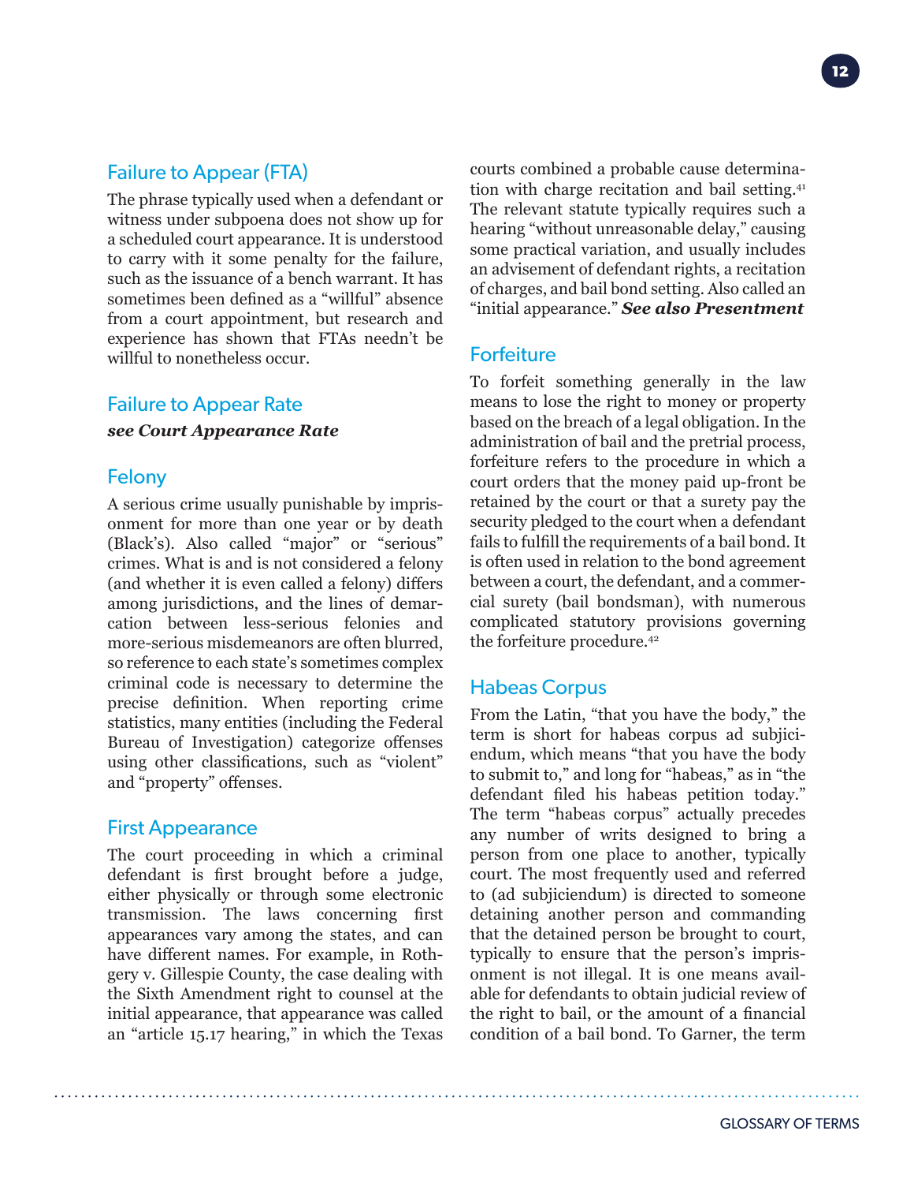## Failure to Appear (FTA)

The phrase typically used when a defendant or witness under subpoena does not show up for a scheduled court appearance. It is understood to carry with it some penalty for the failure, such as the issuance of a bench warrant. It has sometimes been defined as a "willful" absence from a court appointment, but research and experience has shown that FTAs needn't be willful to nonetheless occur.

## Failure to Appear Rate

***see Court Appearance Rate***

## Felony

A serious crime usually punishable by imprisonment for more than one year or by death (Black's). Also called "major" or "serious" crimes. What is and is not considered a felony (and whether it is even called a felony) differs among jurisdictions, and the lines of demarcation between less-serious felonies and more-serious misdemeanors are often blurred, so reference to each state's sometimes complex criminal code is necessary to determine the precise definition. When reporting crime statistics, many entities (including the Federal Bureau of Investigation) categorize offenses using other classifications, such as "violent" and "property" offenses.

## First Appearance

The court proceeding in which a criminal defendant is first brought before a judge, either physically or through some electronic transmission. The laws concerning first appearances vary among the states, and can have different names. For example, in Rothgery v. Gillespie County, the case dealing with the Sixth Amendment right to counsel at the initial appearance, that appearance was called an "article 15.17 hearing," in which the Texas courts combined a probable cause determination with charge recitation and bail setting.[41] The relevant statute typically requires such a hearing "without unreasonable delay," causing some practical variation, and usually includes an advisement of defendant rights, a recitation of charges, and bail bond setting. Also called an "initial appearance." ***See also Presentment***

## Forfeiture

To forfeit something generally in the law means to lose the right to money or property based on the breach of a legal obligation. In the administration of bail and the pretrial process, forfeiture refers to the procedure in which a court orders that the money paid up-front be retained by the court or that a surety pay the security pledged to the court when a defendant fails to fulfill the requirements of a bail bond. It is often used in relation to the bond agreement between a court, the defendant, and a commercial surety (bail bondsman), with numerous complicated statutory provisions governing the forfeiture procedure.[42]

## Habeas Corpus

From the Latin, "that you have the body," the term is short for habeas corpus ad subjiciendum, which means "that you have the body to submit to," and long for "habeas," as in "the defendant filed his habeas petition today." The term "habeas corpus" actually precedes any number of writs designed to bring a person from one place to another, typically court. The most frequently used and referred to (ad subjiciendum) is directed to someone detaining another person and commanding that the detained person be brought to court, typically to ensure that the person's imprisonment is not illegal. It is one means available for defendants to obtain judicial review of the right to bail, or the amount of a financial condition of a bail bond. To Garner, the term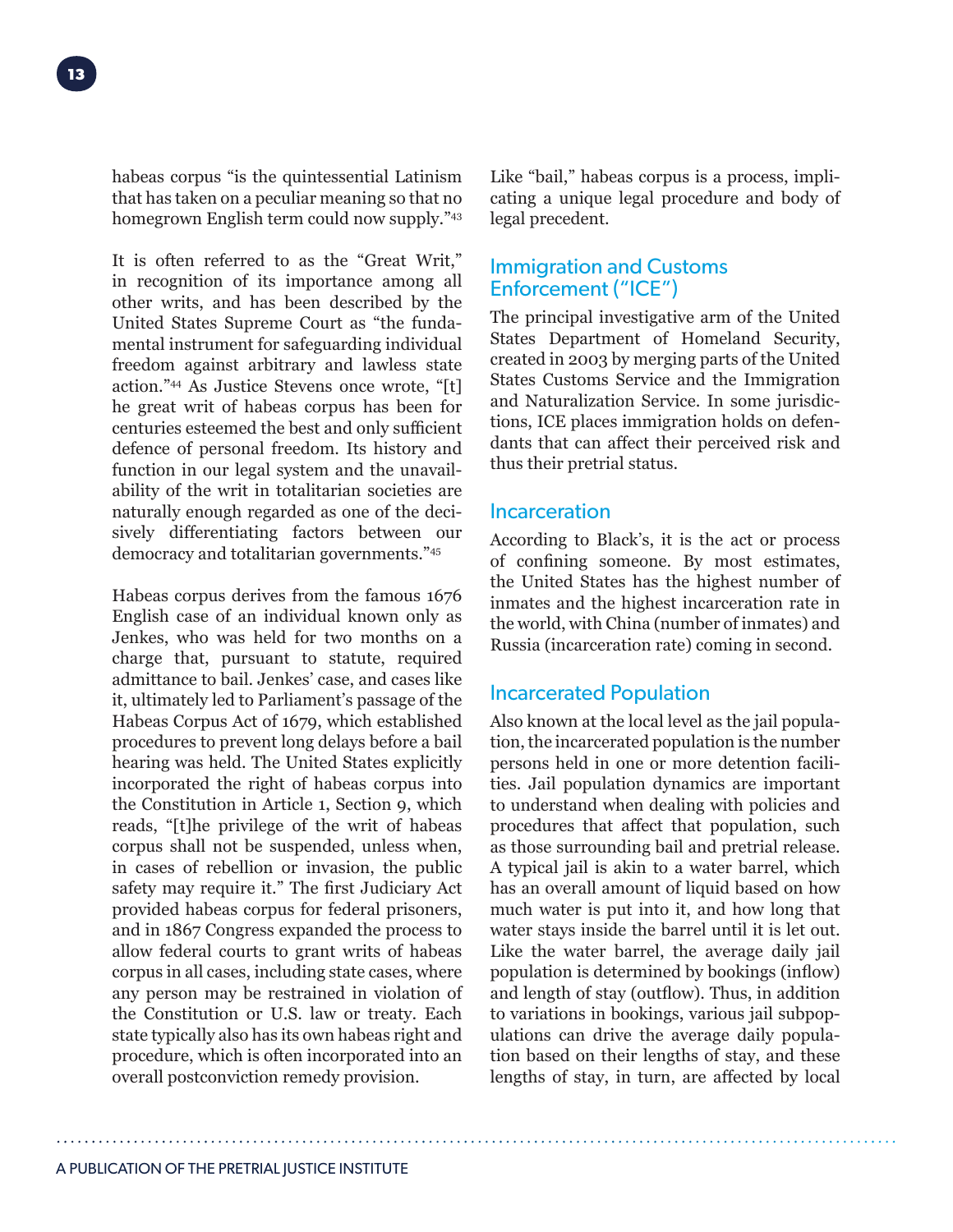habeas corpus "is the quintessential Latinism that has taken on a peculiar meaning so that no homegrown English term could now supply."[43]

It is often referred to as the "Great Writ," in recognition of its importance among all other writs, and has been described by the United States Supreme Court as "the fundamental instrument for safeguarding individual freedom against arbitrary and lawless state action."[44] As Justice Stevens once wrote, "[t]he great writ of habeas corpus has been for centuries esteemed the best and only sufficient defence of personal freedom. Its history and function in our legal system and the unavailability of the writ in totalitarian societies are naturally enough regarded as one of the decisively differentiating factors between our democracy and totalitarian governments."[45]

Habeas corpus derives from the famous 1676 English case of an individual known only as Jenkes, who was held for two months on a charge that, pursuant to statute, required admittance to bail. Jenkes' case, and cases like it, ultimately led to Parliament's passage of the Habeas Corpus Act of 1679, which established procedures to prevent long delays before a bail hearing was held. The United States explicitly incorporated the right of habeas corpus into the Constitution in Article 1, Section 9, which reads, "[t]he privilege of the writ of habeas corpus shall not be suspended, unless when, in cases of rebellion or invasion, the public safety may require it." The first Judiciary Act provided habeas corpus for federal prisoners, and in 1867 Congress expanded the process to allow federal courts to grant writs of habeas corpus in all cases, including state cases, where any person may be restrained in violation of the Constitution or U.S. law or treaty. Each state typically also has its own habeas right and procedure, which is often incorporated into an overall postconviction remedy provision.

Like "bail," habeas corpus is a process, implicating a unique legal procedure and body of legal precedent.

## Immigration and Customs Enforcement ("ICE")

The principal investigative arm of the United States Department of Homeland Security, created in 2003 by merging parts of the United States Customs Service and the Immigration and Naturalization Service. In some jurisdictions, ICE places immigration holds on defendants that can affect their perceived risk and thus their pretrial status.

## Incarceration

According to Black's, it is the act or process of confining someone. By most estimates, the United States has the highest number of inmates and the highest incarceration rate in the world, with China (number of inmates) and Russia (incarceration rate) coming in second.

## Incarcerated Population

Also known at the local level as the jail population, the incarcerated population is the number persons held in one or more detention facilities. Jail population dynamics are important to understand when dealing with policies and procedures that affect that population, such as those surrounding bail and pretrial release. A typical jail is akin to a water barrel, which has an overall amount of liquid based on how much water is put into it, and how long that water stays inside the barrel until it is let out. Like the water barrel, the average daily jail population is determined by bookings (inflow) and length of stay (outflow). Thus, in addition to variations in bookings, various jail subpopulations can drive the average daily population based on their lengths of stay, and these lengths of stay, in turn, are affected by local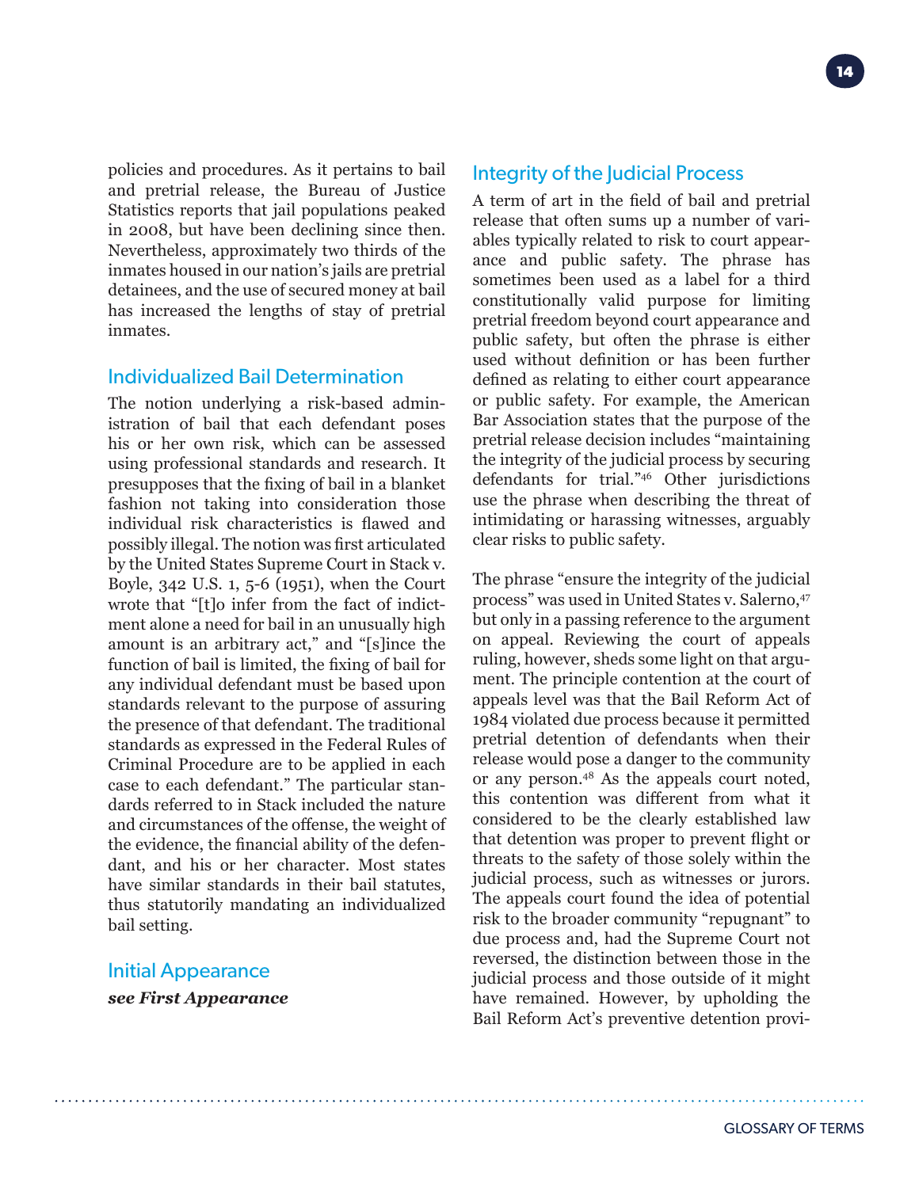policies and procedures. As it pertains to bail and pretrial release, the Bureau of Justice Statistics reports that jail populations peaked in 2008, but have been declining since then. Nevertheless, approximately two thirds of the inmates housed in our nation's jails are pretrial detainees, and the use of secured money at bail has increased the lengths of stay of pretrial inmates.

## Individualized Bail Determination

The notion underlying a risk-based administration of bail that each defendant poses his or her own risk, which can be assessed using professional standards and research. It presupposes that the fixing of bail in a blanket fashion not taking into consideration those individual risk characteristics is flawed and possibly illegal. The notion was first articulated by the United States Supreme Court in Stack v. Boyle, 342 U.S. 1, 5-6 (1951), when the Court wrote that "[t]o infer from the fact of indictment alone a need for bail in an unusually high amount is an arbitrary act," and "[s]ince the function of bail is limited, the fixing of bail for any individual defendant must be based upon standards relevant to the purpose of assuring the presence of that defendant. The traditional standards as expressed in the Federal Rules of Criminal Procedure are to be applied in each case to each defendant." The particular standards referred to in Stack included the nature and circumstances of the offense, the weight of the evidence, the financial ability of the defendant, and his or her character. Most states have similar standards in their bail statutes, thus statutorily mandating an individualized bail setting.

## Initial Appearance

***see First Appearance***

## Integrity of the Judicial Process

A term of art in the field of bail and pretrial release that often sums up a number of variables typically related to risk to court appearance and public safety. The phrase has sometimes been used as a label for a third constitutionally valid purpose for limiting pretrial freedom beyond court appearance and public safety, but often the phrase is either used without definition or has been further defined as relating to either court appearance or public safety. For example, the American Bar Association states that the purpose of the pretrial release decision includes "maintaining the integrity of the judicial process by securing defendants for trial."[46] Other jurisdictions use the phrase when describing the threat of intimidating or harassing witnesses, arguably clear risks to public safety.

The phrase "ensure the integrity of the judicial process" was used in United States v. Salerno,[47] but only in a passing reference to the argument on appeal. Reviewing the court of appeals ruling, however, sheds some light on that argument. The principle contention at the court of appeals level was that the Bail Reform Act of 1984 violated due process because it permitted pretrial detention of defendants when their release would pose a danger to the community or any person.[48] As the appeals court noted, this contention was different from what it considered to be the clearly established law that detention was proper to prevent flight or threats to the safety of those solely within the judicial process, such as witnesses or jurors. The appeals court found the idea of potential risk to the broader community "repugnant" to due process and, had the Supreme Court not reversed, the distinction between those in the judicial process and those outside of it might have remained. However, by upholding the Bail Reform Act's preventive detention provi-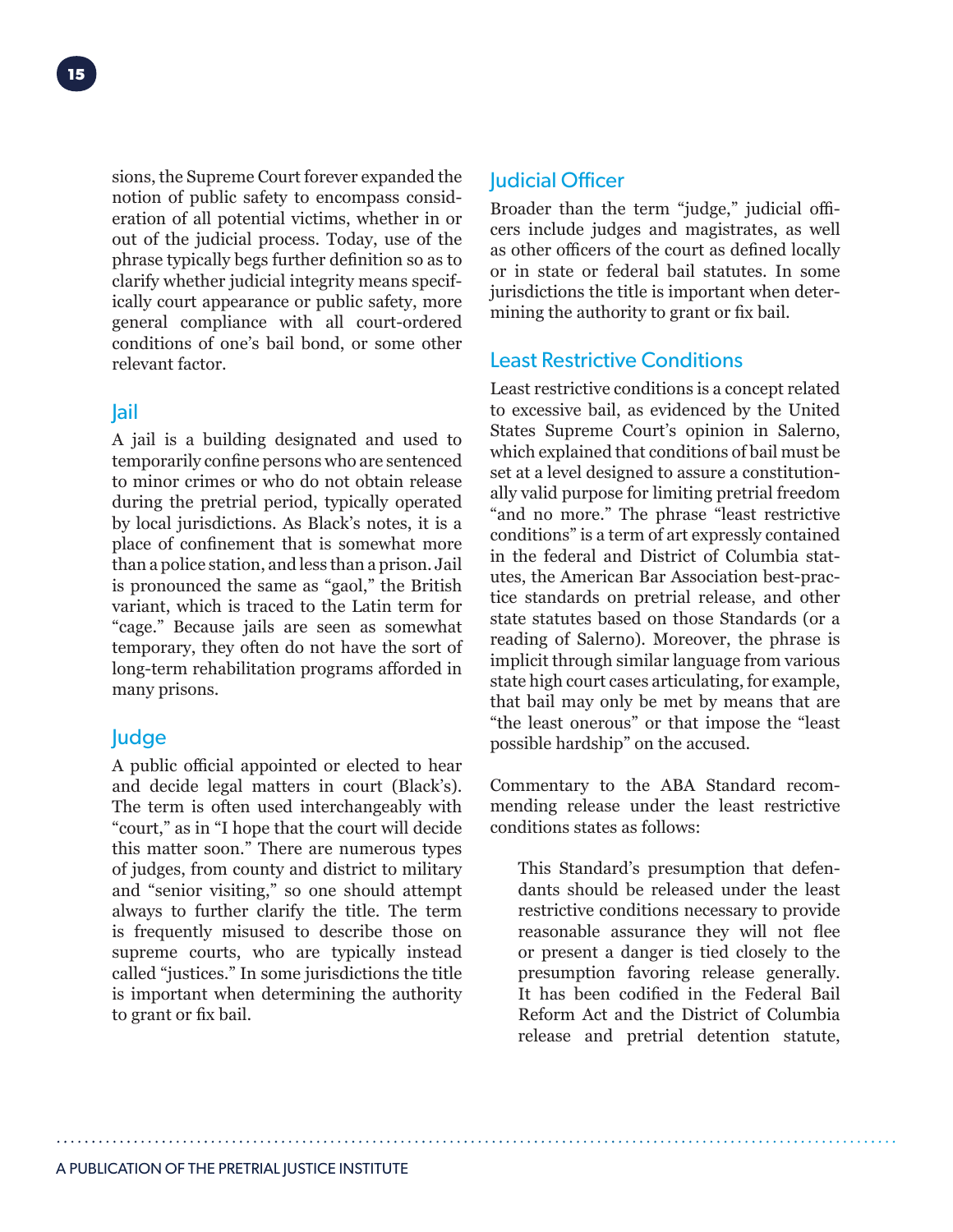sions, the Supreme Court forever expanded the notion of public safety to encompass consideration of all potential victims, whether in or out of the judicial process. Today, use of the phrase typically begs further definition so as to clarify whether judicial integrity means specifically court appearance or public safety, more general compliance with all court-ordered conditions of one's bail bond, or some other relevant factor.

## Jail

A jail is a building designated and used to temporarily confine persons who are sentenced to minor crimes or who do not obtain release during the pretrial period, typically operated by local jurisdictions. As Black's notes, it is a place of confinement that is somewhat more than a police station, and less than a prison. Jail is pronounced the same as "gaol," the British variant, which is traced to the Latin term for "cage." Because jails are seen as somewhat temporary, they often do not have the sort of long-term rehabilitation programs afforded in many prisons.

## Judge

A public official appointed or elected to hear and decide legal matters in court (Black's). The term is often used interchangeably with "court," as in "I hope that the court will decide this matter soon." There are numerous types of judges, from county and district to military and "senior visiting," so one should attempt always to further clarify the title. The term is frequently misused to describe those on supreme courts, who are typically instead called "justices." In some jurisdictions the title is important when determining the authority to grant or fix bail.

## Judicial Officer

Broader than the term "judge," judicial officers include judges and magistrates, as well as other officers of the court as defined locally or in state or federal bail statutes. In some jurisdictions the title is important when determining the authority to grant or fix bail.

## Least Restrictive Conditions

Least restrictive conditions is a concept related to excessive bail, as evidenced by the United States Supreme Court's opinion in Salerno, which explained that conditions of bail must be set at a level designed to assure a constitutionally valid purpose for limiting pretrial freedom "and no more." The phrase "least restrictive conditions" is a term of art expressly contained in the federal and District of Columbia statutes, the American Bar Association best-practice standards on pretrial release, and other state statutes based on those Standards (or a reading of Salerno). Moreover, the phrase is implicit through similar language from various state high court cases articulating, for example, that bail may only be met by means that are "the least onerous" or that impose the "least possible hardship" on the accused.

Commentary to the ABA Standard recommending release under the least restrictive conditions states as follows:

> This Standard's presumption that defendants should be released under the least restrictive conditions necessary to provide reasonable assurance they will not flee or present a danger is tied closely to the presumption favoring release generally. It has been codified in the Federal Bail Reform Act and the District of Columbia release and pretrial detention statute,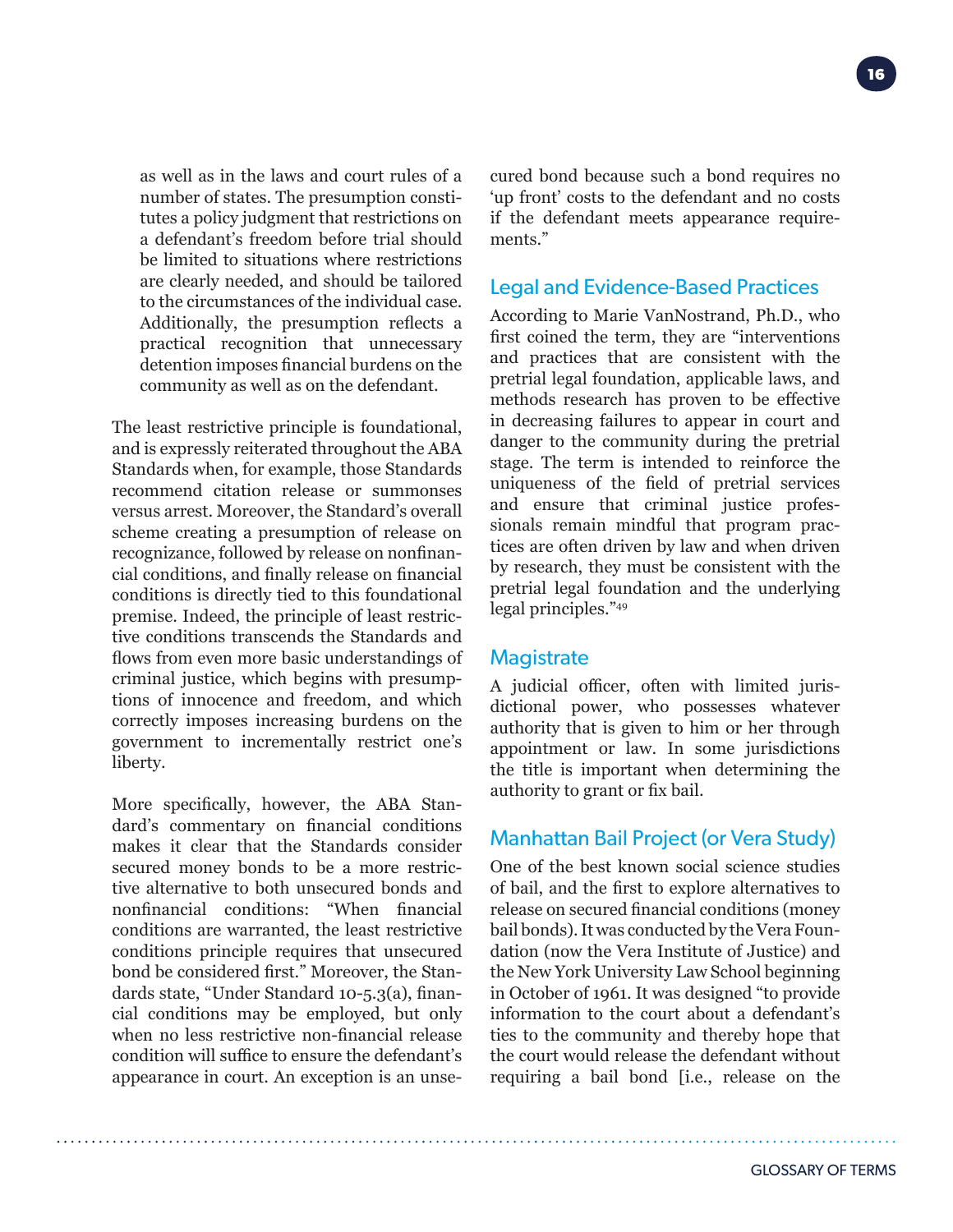as well as in the laws and court rules of a number of states. The presumption constitutes a policy judgment that restrictions on a defendant's freedom before trial should be limited to situations where restrictions are clearly needed, and should be tailored to the circumstances of the individual case. Additionally, the presumption reflects a practical recognition that unnecessary detention imposes financial burdens on the community as well as on the defendant.

The least restrictive principle is foundational, and is expressly reiterated throughout the ABA Standards when, for example, those Standards recommend citation release or summonses versus arrest. Moreover, the Standard's overall scheme creating a presumption of release on recognizance, followed by release on nonfinancial conditions, and finally release on financial conditions is directly tied to this foundational premise. Indeed, the principle of least restrictive conditions transcends the Standards and flows from even more basic understandings of criminal justice, which begins with presumptions of innocence and freedom, and which correctly imposes increasing burdens on the government to incrementally restrict one's liberty.

More specifically, however, the ABA Standard's commentary on financial conditions makes it clear that the Standards consider secured money bonds to be a more restrictive alternative to both unsecured bonds and nonfinancial conditions: "When financial conditions are warranted, the least restrictive conditions principle requires that unsecured bond be considered first." Moreover, the Standards state, "Under Standard 10-5.3(a), financial conditions may be employed, but only when no less restrictive non-financial release condition will suffice to ensure the defendant's appearance in court. An exception is an unsecured bond because such a bond requires no 'up front' costs to the defendant and no costs if the defendant meets appearance requirements."

## Legal and Evidence-Based Practices

According to Marie VanNostrand, Ph.D., who first coined the term, they are "interventions and practices that are consistent with the pretrial legal foundation, applicable laws, and methods research has proven to be effective in decreasing failures to appear in court and danger to the community during the pretrial stage. The term is intended to reinforce the uniqueness of the field of pretrial services and ensure that criminal justice professionals remain mindful that program practices are often driven by law and when driven by research, they must be consistent with the pretrial legal foundation and the underlying legal principles."[49]

## Magistrate

A judicial officer, often with limited jurisdictional power, who possesses whatever authority that is given to him or her through appointment or law. In some jurisdictions the title is important when determining the authority to grant or fix bail.

## Manhattan Bail Project (or Vera Study)

One of the best known social science studies of bail, and the first to explore alternatives to release on secured financial conditions (money bail bonds). It was conducted by the Vera Foundation (now the Vera Institute of Justice) and the New York University Law School beginning in October of 1961. It was designed "to provide information to the court about a defendant's ties to the community and thereby hope that the court would release the defendant without requiring a bail bond [i.e., release on the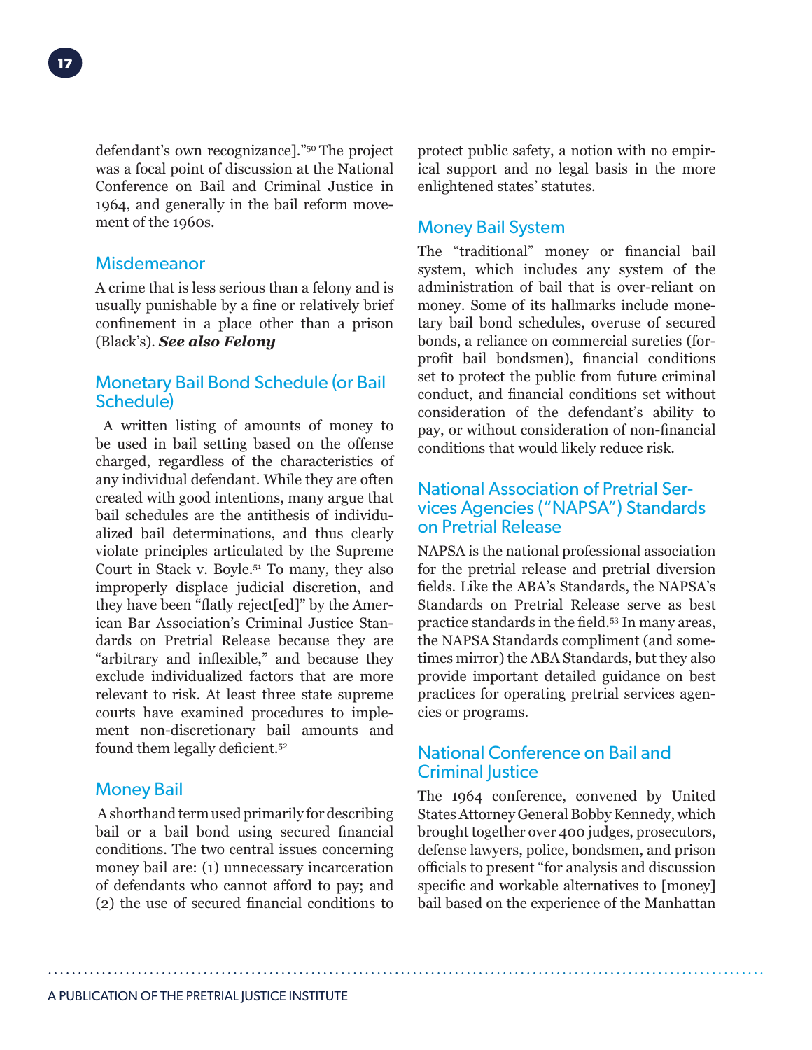defendant's own recognizance]."[50] The project was a focal point of discussion at the National Conference on Bail and Criminal Justice in 1964, and generally in the bail reform movement of the 1960s.

## Misdemeanor

A crime that is less serious than a felony and is usually punishable by a fine or relatively brief confinement in a place other than a prison (Black's). ***See also Felony***

## Monetary Bail Bond Schedule (or Bail Schedule)

A written listing of amounts of money to be used in bail setting based on the offense charged, regardless of the characteristics of any individual defendant. While they are often created with good intentions, many argue that bail schedules are the antithesis of individualized bail determinations, and thus clearly violate principles articulated by the Supreme Court in Stack v. Boyle.[51] To many, they also improperly displace judicial discretion, and they have been "flatly reject[ed]" by the American Bar Association's Criminal Justice Standards on Pretrial Release because they are "arbitrary and inflexible," and because they exclude individualized factors that are more relevant to risk. At least three state supreme courts have examined procedures to implement non-discretionary bail amounts and found them legally deficient.[52]

## Money Bail

A shorthand term used primarily for describing bail or a bail bond using secured financial conditions. The two central issues concerning money bail are: (1) unnecessary incarceration of defendants who cannot afford to pay; and (2) the use of secured financial conditions to protect public safety, a notion with no empirical support and no legal basis in the more enlightened states' statutes.

## Money Bail System

The "traditional" money or financial bail system, which includes any system of the administration of bail that is over-reliant on money. Some of its hallmarks include monetary bail bond schedules, overuse of secured bonds, a reliance on commercial sureties (for-profit bail bondsmen), financial conditions set to protect the public from future criminal conduct, and financial conditions set without consideration of the defendant's ability to pay, or without consideration of non-financial conditions that would likely reduce risk.

## National Association of Pretrial Services Agencies ("NAPSA") Standards on Pretrial Release

NAPSA is the national professional association for the pretrial release and pretrial diversion fields. Like the ABA's Standards, the NAPSA's Standards on Pretrial Release serve as best practice standards in the field.[53] In many areas, the NAPSA Standards compliment (and sometimes mirror) the ABA Standards, but they also provide important detailed guidance on best practices for operating pretrial services agencies or programs.

## National Conference on Bail and Criminal Justice

The 1964 conference, convened by United States Attorney General Bobby Kennedy, which brought together over 400 judges, prosecutors, defense lawyers, police, bondsmen, and prison officials to present "for analysis and discussion specific and workable alternatives to [money] bail based on the experience of the Manhattan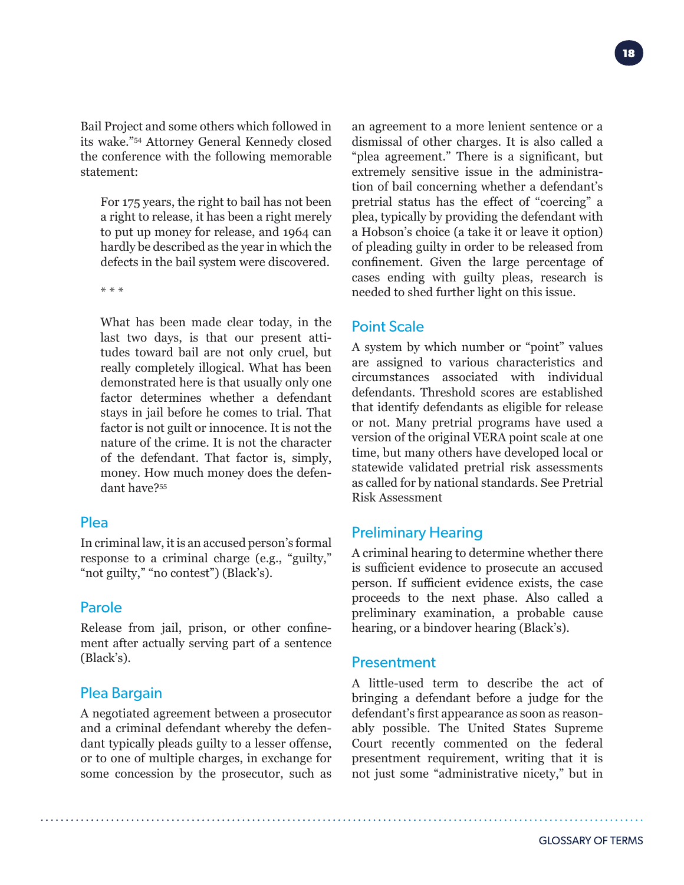Bail Project and some others which followed in its wake."[54] Attorney General Kennedy closed the conference with the following memorable statement:

> For 175 years, the right to bail has not been a right to release, it has been a right merely to put up money for release, and 1964 can hardly be described as the year in which the defects in the bail system were discovered.
>
> * * *
>
> What has been made clear today, in the last two days, is that our present attitudes toward bail are not only cruel, but really completely illogical. What has been demonstrated here is that usually only one factor determines whether a defendant stays in jail before he comes to trial. That factor is not guilt or innocence. It is not the nature of the crime. It is not the character of the defendant. That factor is, simply, money. How much money does the defendant have?[55]

## Plea

In criminal law, it is an accused person's formal response to a criminal charge (e.g., "guilty," "not guilty," "no contest") (Black's).

## Parole

Release from jail, prison, or other confinement after actually serving part of a sentence (Black's).

## Plea Bargain

A negotiated agreement between a prosecutor and a criminal defendant whereby the defendant typically pleads guilty to a lesser offense, or to one of multiple charges, in exchange for some concession by the prosecutor, such as an agreement to a more lenient sentence or a dismissal of other charges. It is also called a "plea agreement." There is a significant, but extremely sensitive issue in the administration of bail concerning whether a defendant's pretrial status has the effect of "coercing" a plea, typically by providing the defendant with a Hobson's choice (a take it or leave it option) of pleading guilty in order to be released from confinement. Given the large percentage of cases ending with guilty pleas, research is needed to shed further light on this issue.

## Point Scale

A system by which number or "point" values are assigned to various characteristics and circumstances associated with individual defendants. Threshold scores are established that identify defendants as eligible for release or not. Many pretrial programs have used a version of the original VERA point scale at one time, but many others have developed local or statewide validated pretrial risk assessments as called for by national standards. See Pretrial Risk Assessment

## Preliminary Hearing

A criminal hearing to determine whether there is sufficient evidence to prosecute an accused person. If sufficient evidence exists, the case proceeds to the next phase. Also called a preliminary examination, a probable cause hearing, or a bindover hearing (Black's).

## Presentment

A little-used term to describe the act of bringing a defendant before a judge for the defendant's first appearance as soon as reasonably possible. The United States Supreme Court recently commented on the federal presentment requirement, writing that it is not just some "administrative nicety," but in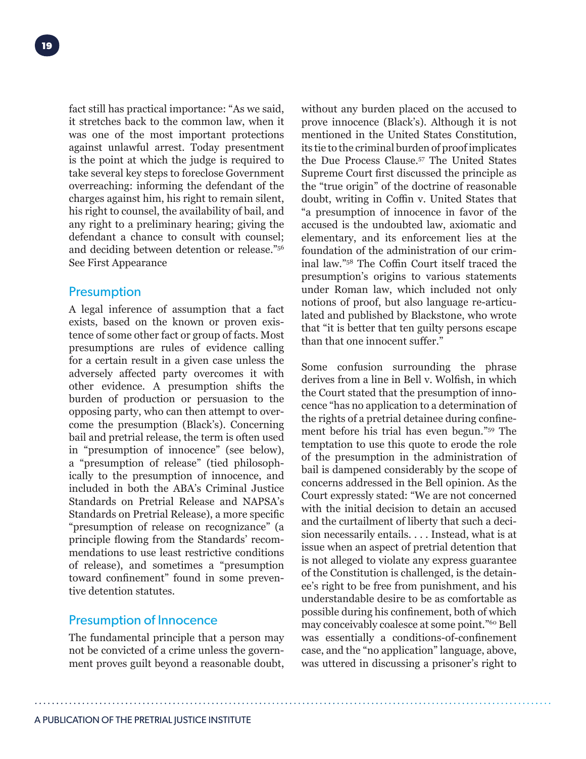fact still has practical importance: "As we said, it stretches back to the common law, when it was one of the most important protections against unlawful arrest. Today presentment is the point at which the judge is required to take several key steps to foreclose Government overreaching: informing the defendant of the charges against him, his right to remain silent, his right to counsel, the availability of bail, and any right to a preliminary hearing; giving the defendant a chance to consult with counsel; and deciding between detention or release."[56] See First Appearance

## Presumption

A legal inference of assumption that a fact exists, based on the known or proven existence of some other fact or group of facts. Most presumptions are rules of evidence calling for a certain result in a given case unless the adversely affected party overcomes it with other evidence. A presumption shifts the burden of production or persuasion to the opposing party, who can then attempt to overcome the presumption (Black's). Concerning bail and pretrial release, the term is often used in "presumption of innocence" (see below), a "presumption of release" (tied philosophically to the presumption of innocence, and included in both the ABA's Criminal Justice Standards on Pretrial Release and NAPSA's Standards on Pretrial Release), a more specific "presumption of release on recognizance" (a principle flowing from the Standards' recommendations to use least restrictive conditions of release), and sometimes a "presumption toward confinement" found in some preventive detention statutes.

## Presumption of Innocence

The fundamental principle that a person may not be convicted of a crime unless the government proves guilt beyond a reasonable doubt, without any burden placed on the accused to prove innocence (Black's). Although it is not mentioned in the United States Constitution, its tie to the criminal burden of proof implicates the Due Process Clause.[57] The United States Supreme Court first discussed the principle as the "true origin" of the doctrine of reasonable doubt, writing in Coffin v. United States that "a presumption of innocence in favor of the accused is the undoubted law, axiomatic and elementary, and its enforcement lies at the foundation of the administration of our criminal law."[58] The Coffin Court itself traced the presumption's origins to various statements under Roman law, which included not only notions of proof, but also language re-articulated and published by Blackstone, who wrote that "it is better that ten guilty persons escape than that one innocent suffer."

Some confusion surrounding the phrase derives from a line in Bell v. Wolfish, in which the Court stated that the presumption of innocence "has no application to a determination of the rights of a pretrial detainee during confinement before his trial has even begun."[59] The temptation to use this quote to erode the role of the presumption in the administration of bail is dampened considerably by the scope of concerns addressed in the Bell opinion. As the Court expressly stated: "We are not concerned with the initial decision to detain an accused and the curtailment of liberty that such a decision necessarily entails. . . . Instead, what is at issue when an aspect of pretrial detention that is not alleged to violate any express guarantee of the Constitution is challenged, is the detainee's right to be free from punishment, and his understandable desire to be as comfortable as possible during his confinement, both of which may conceivably coalesce at some point."[60] Bell was essentially a conditions-of-confinement case, and the "no application" language, above, was uttered in discussing a prisoner's right to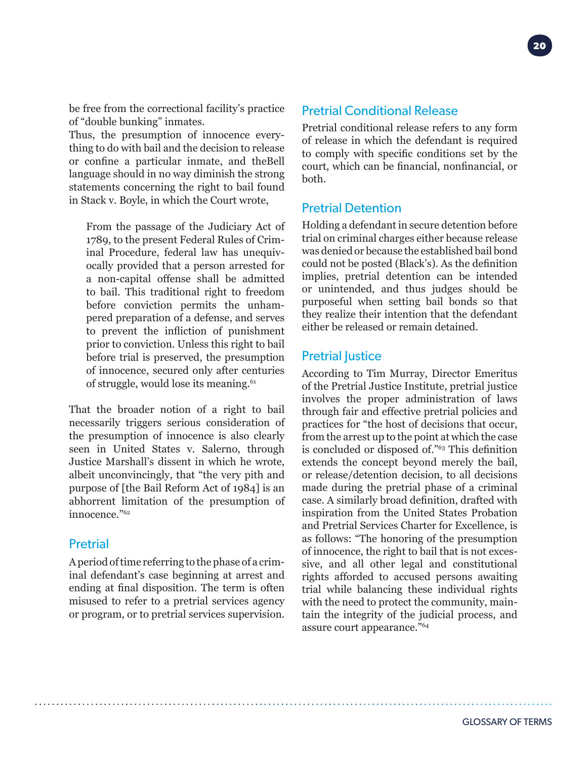be free from the correctional facility's practice of "double bunking" inmates.

Thus, the presumption of innocence everything to do with bail and the decision to release or confine a particular inmate, and theBell language should in no way diminish the strong statements concerning the right to bail found in Stack v. Boyle, in which the Court wrote,

> From the passage of the Judiciary Act of 1789, to the present Federal Rules of Criminal Procedure, federal law has unequivocally provided that a person arrested for a non-capital offense shall be admitted to bail. This traditional right to freedom before conviction permits the unhampered preparation of a defense, and serves to prevent the infliction of punishment prior to conviction. Unless this right to bail before trial is preserved, the presumption of innocence, secured only after centuries of struggle, would lose its meaning.[61]

That the broader notion of a right to bail necessarily triggers serious consideration of the presumption of innocence is also clearly seen in United States v. Salerno, through Justice Marshall's dissent in which he wrote, albeit unconvincingly, that "the very pith and purpose of [the Bail Reform Act of 1984] is an abhorrent limitation of the presumption of innocence."[62]

## Pretrial

A period of time referring to the phase of a criminal defendant's case beginning at arrest and ending at final disposition. The term is often misused to refer to a pretrial services agency or program, or to pretrial services supervision.

## Pretrial Conditional Release

Pretrial conditional release refers to any form of release in which the defendant is required to comply with specific conditions set by the court, which can be financial, nonfinancial, or both.

## Pretrial Detention

Holding a defendant in secure detention before trial on criminal charges either because release was denied or because the established bail bond could not be posted (Black's). As the definition implies, pretrial detention can be intended or unintended, and thus judges should be purposeful when setting bail bonds so that they realize their intention that the defendant either be released or remain detained.

## Pretrial Justice

According to Tim Murray, Director Emeritus of the Pretrial Justice Institute, pretrial justice involves the proper administration of laws through fair and effective pretrial policies and practices for "the host of decisions that occur, from the arrest up to the point at which the case is concluded or disposed of."[63] This definition extends the concept beyond merely the bail, or release/detention decision, to all decisions made during the pretrial phase of a criminal case. A similarly broad definition, drafted with inspiration from the United States Probation and Pretrial Services Charter for Excellence, is as follows: "The honoring of the presumption of innocence, the right to bail that is not excessive, and all other legal and constitutional rights afforded to accused persons awaiting trial while balancing these individual rights with the need to protect the community, maintain the integrity of the judicial process, and assure court appearance."[64]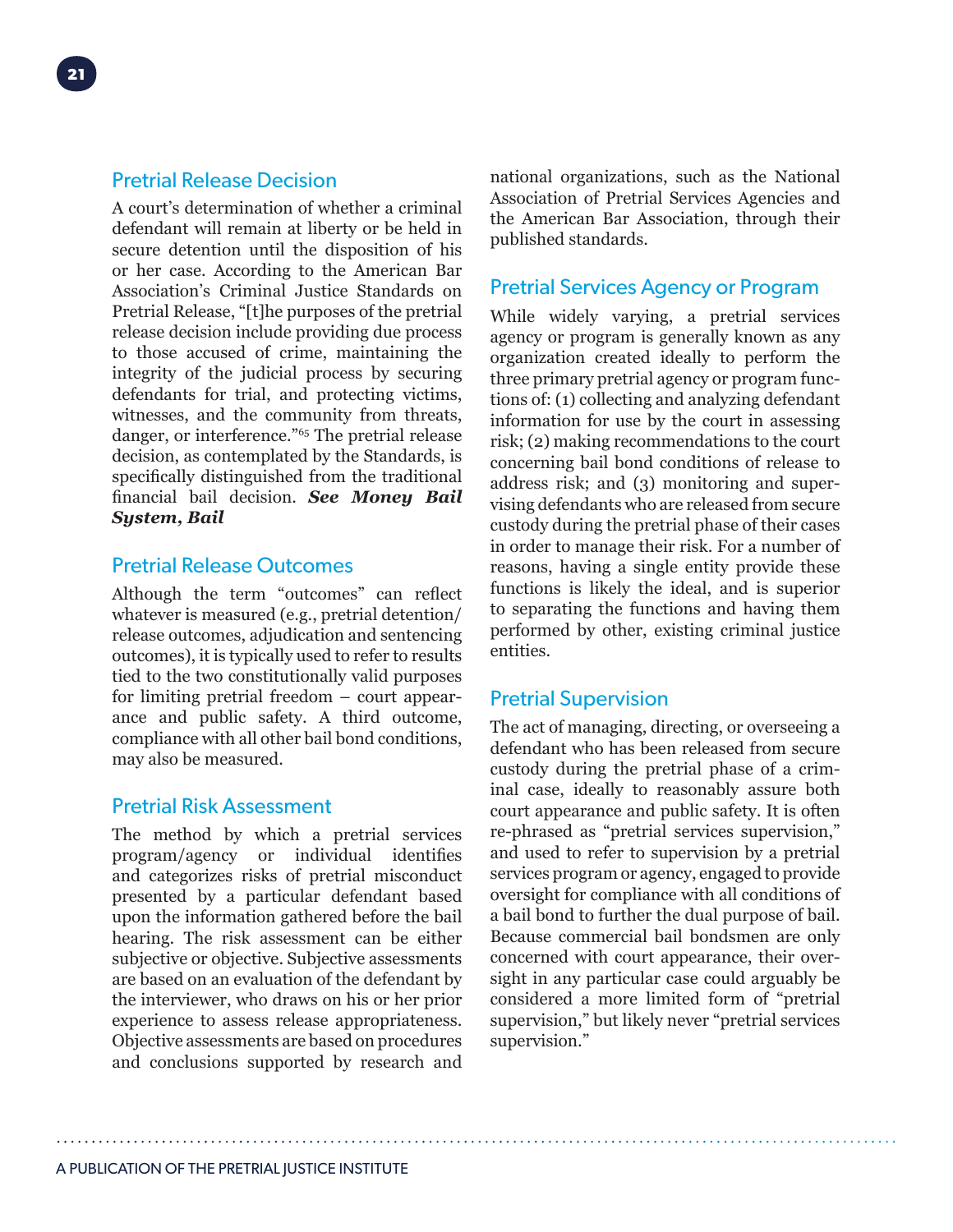## Pretrial Release Decision

A court's determination of whether a criminal defendant will remain at liberty or be held in secure detention until the disposition of his or her case. According to the American Bar Association's Criminal Justice Standards on Pretrial Release, "[t]he purposes of the pretrial release decision include providing due process to those accused of crime, maintaining the integrity of the judicial process by securing defendants for trial, and protecting victims, witnesses, and the community from threats, danger, or interference."[65] The pretrial release decision, as contemplated by the Standards, is specifically distinguished from the traditional financial bail decision. ***See Money Bail System, Bail***

## Pretrial Release Outcomes

Although the term "outcomes" can reflect whatever is measured (e.g., pretrial detention/release outcomes, adjudication and sentencing outcomes), it is typically used to refer to results tied to the two constitutionally valid purposes for limiting pretrial freedom – court appearance and public safety. A third outcome, compliance with all other bail bond conditions, may also be measured.

## Pretrial Risk Assessment

The method by which a pretrial services program/agency or individual identifies and categorizes risks of pretrial misconduct presented by a particular defendant based upon the information gathered before the bail hearing. The risk assessment can be either subjective or objective. Subjective assessments are based on an evaluation of the defendant by the interviewer, who draws on his or her prior experience to assess release appropriateness. Objective assessments are based on procedures and conclusions supported by research and national organizations, such as the National Association of Pretrial Services Agencies and the American Bar Association, through their published standards.

## Pretrial Services Agency or Program

While widely varying, a pretrial services agency or program is generally known as any organization created ideally to perform the three primary pretrial agency or program functions of: (1) collecting and analyzing defendant information for use by the court in assessing risk; (2) making recommendations to the court concerning bail bond conditions of release to address risk; and (3) monitoring and supervising defendants who are released from secure custody during the pretrial phase of their cases in order to manage their risk. For a number of reasons, having a single entity provide these functions is likely the ideal, and is superior to separating the functions and having them performed by other, existing criminal justice entities.

## Pretrial Supervision

The act of managing, directing, or overseeing a defendant who has been released from secure custody during the pretrial phase of a criminal case, ideally to reasonably assure both court appearance and public safety. It is often re-phrased as "pretrial services supervision," and used to refer to supervision by a pretrial services program or agency, engaged to provide oversight for compliance with all conditions of a bail bond to further the dual purpose of bail. Because commercial bail bondsmen are only concerned with court appearance, their oversight in any particular case could arguably be considered a more limited form of "pretrial supervision," but likely never "pretrial services supervision."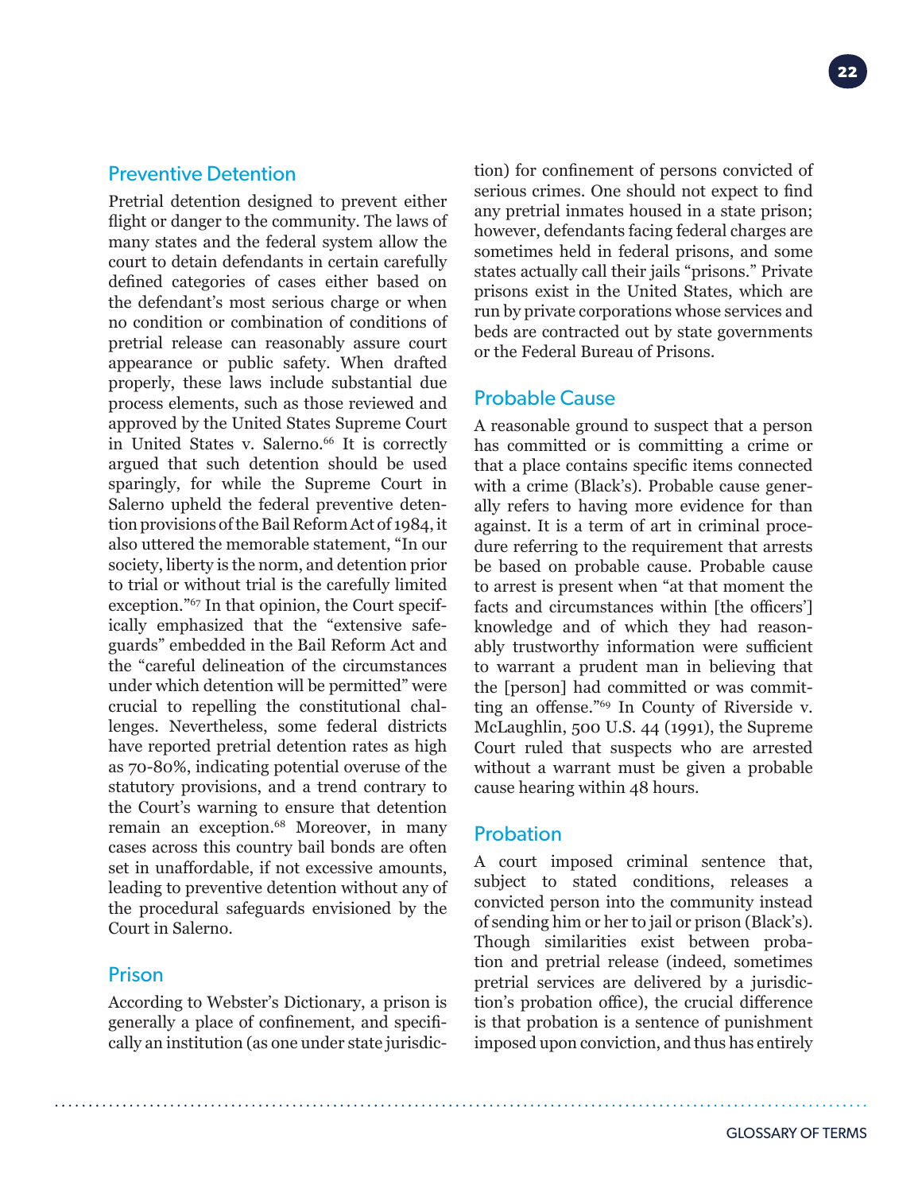## Preventive Detention

Pretrial detention designed to prevent either flight or danger to the community. The laws of many states and the federal system allow the court to detain defendants in certain carefully defined categories of cases either based on the defendant's most serious charge or when no condition or combination of conditions of pretrial release can reasonably assure court appearance or public safety. When drafted properly, these laws include substantial due process elements, such as those reviewed and approved by the United States Supreme Court in United States v. Salerno.[66] It is correctly argued that such detention should be used sparingly, for while the Supreme Court in Salerno upheld the federal preventive detention provisions of the Bail Reform Act of 1984, it also uttered the memorable statement, "In our society, liberty is the norm, and detention prior to trial or without trial is the carefully limited exception."[67] In that opinion, the Court specifically emphasized that the "extensive safeguards" embedded in the Bail Reform Act and the "careful delineation of the circumstances under which detention will be permitted" were crucial to repelling the constitutional challenges. Nevertheless, some federal districts have reported pretrial detention rates as high as 70-80%, indicating potential overuse of the statutory provisions, and a trend contrary to the Court's warning to ensure that detention remain an exception.[68] Moreover, in many cases across this country bail bonds are often set in unaffordable, if not excessive amounts, leading to preventive detention without any of the procedural safeguards envisioned by the Court in Salerno.

## Prison

According to Webster's Dictionary, a prison is generally a place of confinement, and specifically an institution (as one under state jurisdiction) for confinement of persons convicted of serious crimes. One should not expect to find any pretrial inmates housed in a state prison; however, defendants facing federal charges are sometimes held in federal prisons, and some states actually call their jails "prisons." Private prisons exist in the United States, which are run by private corporations whose services and beds are contracted out by state governments or the Federal Bureau of Prisons.

## Probable Cause

A reasonable ground to suspect that a person has committed or is committing a crime or that a place contains specific items connected with a crime (Black's). Probable cause generally refers to having more evidence for than against. It is a term of art in criminal procedure referring to the requirement that arrests be based on probable cause. Probable cause to arrest is present when "at that moment the facts and circumstances within [the officers'] knowledge and of which they had reasonably trustworthy information were sufficient to warrant a prudent man in believing that the [person] had committed or was committing an offense."[69] In County of Riverside v. McLaughlin, 500 U.S. 44 (1991), the Supreme Court ruled that suspects who are arrested without a warrant must be given a probable cause hearing within 48 hours.

## Probation

A court imposed criminal sentence that, subject to stated conditions, releases a convicted person into the community instead of sending him or her to jail or prison (Black's). Though similarities exist between probation and pretrial release (indeed, sometimes pretrial services are delivered by a jurisdiction's probation office), the crucial difference is that probation is a sentence of punishment imposed upon conviction, and thus has entirely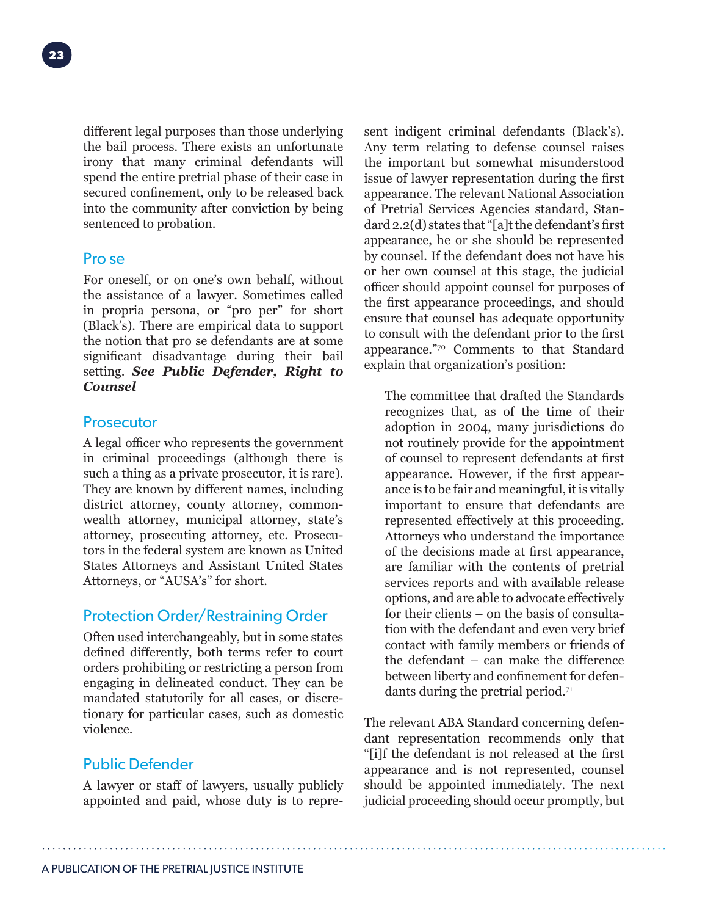different legal purposes than those underlying the bail process. There exists an unfortunate irony that many criminal defendants will spend the entire pretrial phase of their case in secured confinement, only to be released back into the community after conviction by being sentenced to probation.

### Pro se

For oneself, or on one's own behalf, without the assistance of a lawyer. Sometimes called in propria persona, or "pro per" for short (Black's). There are empirical data to support the notion that pro se defendants are at some significant disadvantage during their bail setting. ***See Public Defender, Right to Counsel***

### Prosecutor

A legal officer who represents the government in criminal proceedings (although there is such a thing as a private prosecutor, it is rare). They are known by different names, including district attorney, county attorney, commonwealth attorney, municipal attorney, state's attorney, prosecuting attorney, etc. Prosecutors in the federal system are known as United States Attorneys and Assistant United States Attorneys, or "AUSA's" for short.

### Protection Order/Restraining Order

Often used interchangeably, but in some states defined differently, both terms refer to court orders prohibiting or restricting a person from engaging in delineated conduct. They can be mandated statutorily for all cases, or discretionary for particular cases, such as domestic violence.

### Public Defender

A lawyer or staff of lawyers, usually publicly appointed and paid, whose duty is to represent indigent criminal defendants (Black's). Any term relating to defense counsel raises the important but somewhat misunderstood issue of lawyer representation during the first appearance. The relevant National Association of Pretrial Services Agencies standard, Standard 2.2(d) states that "[a]t the defendant's first appearance, he or she should be represented by counsel. If the defendant does not have his or her own counsel at this stage, the judicial officer should appoint counsel for purposes of the first appearance proceedings, and should ensure that counsel has adequate opportunity to consult with the defendant prior to the first appearance."[70] Comments to that Standard explain that organization's position:

> The committee that drafted the Standards recognizes that, as of the time of their adoption in 2004, many jurisdictions do not routinely provide for the appointment of counsel to represent defendants at first appearance. However, if the first appearance is to be fair and meaningful, it is vitally important to ensure that defendants are represented effectively at this proceeding. Attorneys who understand the importance of the decisions made at first appearance, are familiar with the contents of pretrial services reports and with available release options, and are able to advocate effectively for their clients – on the basis of consultation with the defendant and even very brief contact with family members or friends of the defendant – can make the difference between liberty and confinement for defendants during the pretrial period.[71]

The relevant ABA Standard concerning defendant representation recommends only that "[i]f the defendant is not released at the first appearance and is not represented, counsel should be appointed immediately. The next judicial proceeding should occur promptly, but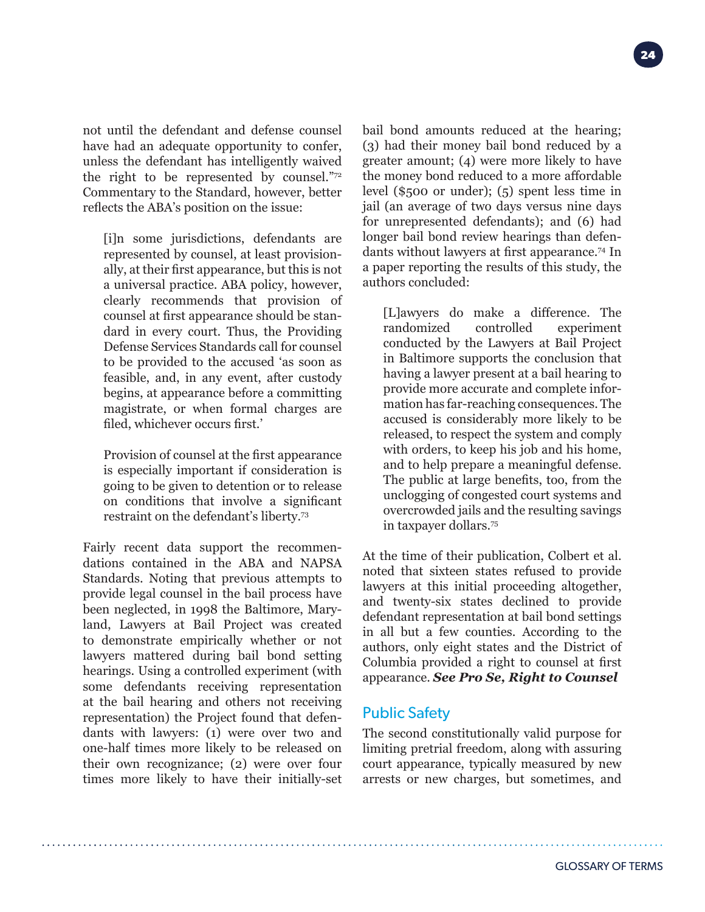not until the defendant and defense counsel have had an adequate opportunity to confer, unless the defendant has intelligently waived the right to be represented by counsel."[72] Commentary to the Standard, however, better reflects the ABA's position on the issue:

> [i]n some jurisdictions, defendants are represented by counsel, at least provisionally, at their first appearance, but this is not a universal practice. ABA policy, however, clearly recommends that provision of counsel at first appearance should be standard in every court. Thus, the Providing Defense Services Standards call for counsel to be provided to the accused 'as soon as feasible, and, in any event, after custody begins, at appearance before a committing magistrate, or when formal charges are filed, whichever occurs first.'
>
> Provision of counsel at the first appearance is especially important if consideration is going to be given to detention or to release on conditions that involve a significant restraint on the defendant's liberty.[73]

Fairly recent data support the recommendations contained in the ABA and NAPSA Standards. Noting that previous attempts to provide legal counsel in the bail process have been neglected, in 1998 the Baltimore, Maryland, Lawyers at Bail Project was created to demonstrate empirically whether or not lawyers mattered during bail bond setting hearings. Using a controlled experiment (with some defendants receiving representation at the bail hearing and others not receiving representation) the Project found that defendants with lawyers: (1) were over two and one-half times more likely to be released on their own recognizance; (2) were over four times more likely to have their initially-set bail bond amounts reduced at the hearing; (3) had their money bail bond reduced by a greater amount; (4) were more likely to have the money bond reduced to a more affordable level ($500 or under); (5) spent less time in jail (an average of two days versus nine days for unrepresented defendants); and (6) had longer bail bond review hearings than defendants without lawyers at first appearance.[74] In a paper reporting the results of this study, the authors concluded:

> [L]awyers do make a difference. The randomized controlled experiment conducted by the Lawyers at Bail Project in Baltimore supports the conclusion that having a lawyer present at a bail hearing to provide more accurate and complete information has far-reaching consequences. The accused is considerably more likely to be released, to respect the system and comply with orders, to keep his job and his home, and to help prepare a meaningful defense. The public at large benefits, too, from the unclogging of congested court systems and overcrowded jails and the resulting savings in taxpayer dollars.[75]

At the time of their publication, Colbert et al. noted that sixteen states refused to provide lawyers at this initial proceeding altogether, and twenty-six states declined to provide defendant representation at bail bond settings in all but a few counties. According to the authors, only eight states and the District of Columbia provided a right to counsel at first appearance. ***See Pro Se, Right to Counsel***

## Public Safety

The second constitutionally valid purpose for limiting pretrial freedom, along with assuring court appearance, typically measured by new arrests or new charges, but sometimes, and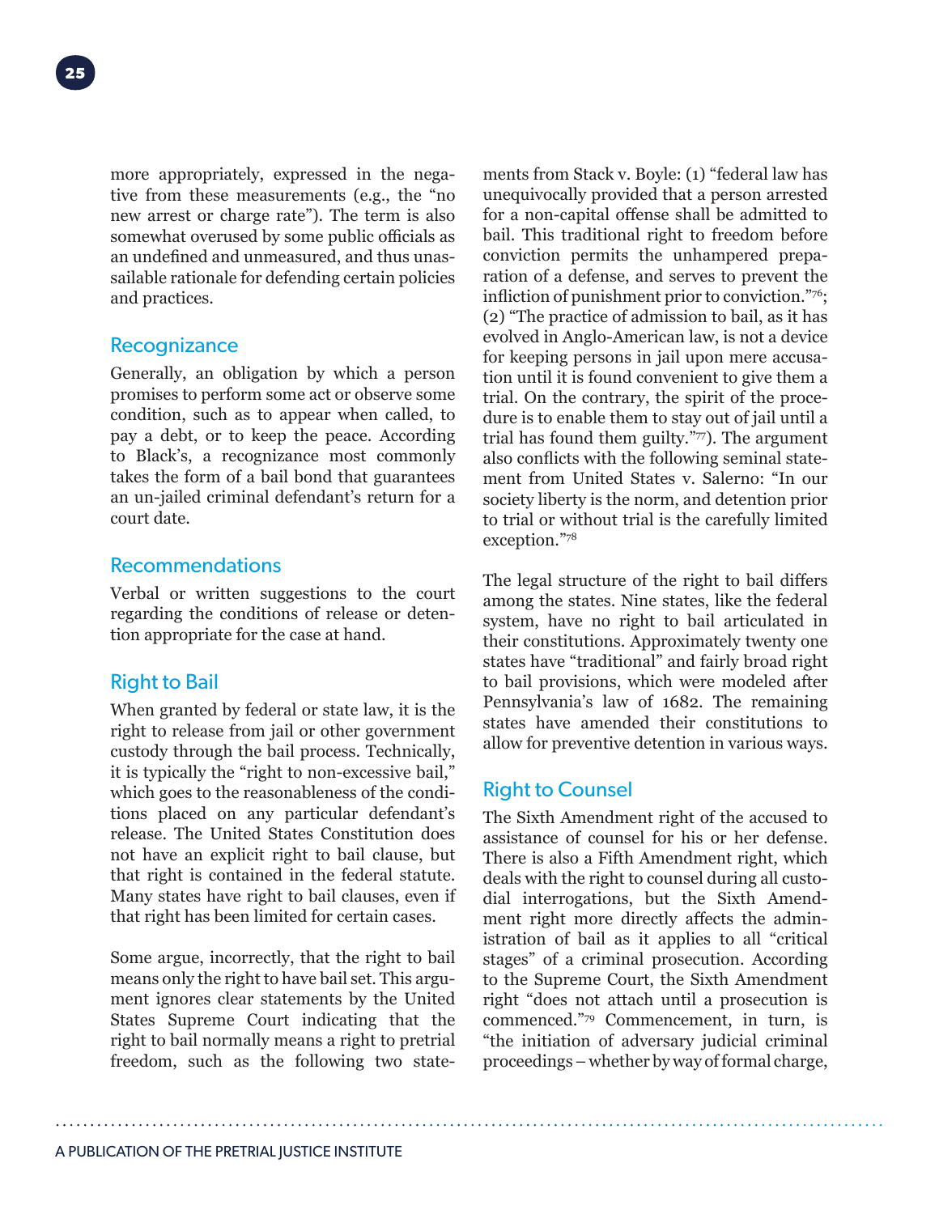more appropriately, expressed in the negative from these measurements (e.g., the "no new arrest or charge rate"). The term is also somewhat overused by some public officials as an undefined and unmeasured, and thus unassailable rationale for defending certain policies and practices.

## Recognizance

Generally, an obligation by which a person promises to perform some act or observe some condition, such as to appear when called, to pay a debt, or to keep the peace. According to Black's, a recognizance most commonly takes the form of a bail bond that guarantees an un-jailed criminal defendant's return for a court date.

## Recommendations

Verbal or written suggestions to the court regarding the conditions of release or detention appropriate for the case at hand.

## Right to Bail

When granted by federal or state law, it is the right to release from jail or other government custody through the bail process. Technically, it is typically the "right to non-excessive bail," which goes to the reasonableness of the conditions placed on any particular defendant's release. The United States Constitution does not have an explicit right to bail clause, but that right is contained in the federal statute. Many states have right to bail clauses, even if that right has been limited for certain cases.

Some argue, incorrectly, that the right to bail means only the right to have bail set. This argument ignores clear statements by the United States Supreme Court indicating that the right to bail normally means a right to pretrial freedom, such as the following two statements from Stack v. Boyle: (1) "federal law has unequivocally provided that a person arrested for a non-capital offense shall be admitted to bail. This traditional right to freedom before conviction permits the unhampered preparation of a defense, and serves to prevent the infliction of punishment prior to conviction."[76]; (2) "The practice of admission to bail, as it has evolved in Anglo-American law, is not a device for keeping persons in jail upon mere accusation until it is found convenient to give them a trial. On the contrary, the spirit of the procedure is to enable them to stay out of jail until a trial has found them guilty."[77]). The argument also conflicts with the following seminal statement from United States v. Salerno: "In our society liberty is the norm, and detention prior to trial or without trial is the carefully limited exception."[78]

The legal structure of the right to bail differs among the states. Nine states, like the federal system, have no right to bail articulated in their constitutions. Approximately twenty one states have "traditional" and fairly broad right to bail provisions, which were modeled after Pennsylvania's law of 1682. The remaining states have amended their constitutions to allow for preventive detention in various ways.

## Right to Counsel

The Sixth Amendment right of the accused to assistance of counsel for his or her defense. There is also a Fifth Amendment right, which deals with the right to counsel during all custodial interrogations, but the Sixth Amendment right more directly affects the administration of bail as it applies to all "critical stages" of a criminal prosecution. According to the Supreme Court, the Sixth Amendment right "does not attach until a prosecution is commenced."[79] Commencement, in turn, is "the initiation of adversary judicial criminal proceedings – whether by way of formal charge,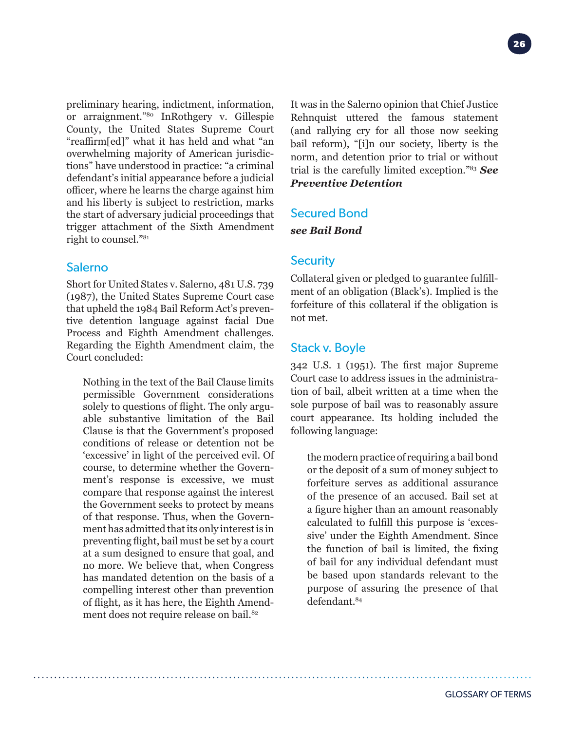preliminary hearing, indictment, information, or arraignment."[80] InRothgery v. Gillespie County, the United States Supreme Court "reaffirm[ed]" what it has held and what "an overwhelming majority of American jurisdictions" have understood in practice: "a criminal defendant's initial appearance before a judicial officer, where he learns the charge against him and his liberty is subject to restriction, marks the start of adversary judicial proceedings that trigger attachment of the Sixth Amendment right to counsel."[81]

## Salerno

Short for United States v. Salerno, 481 U.S. 739 (1987), the United States Supreme Court case that upheld the 1984 Bail Reform Act's preventive detention language against facial Due Process and Eighth Amendment challenges. Regarding the Eighth Amendment claim, the Court concluded:

> Nothing in the text of the Bail Clause limits permissible Government considerations solely to questions of flight. The only arguable substantive limitation of the Bail Clause is that the Government's proposed conditions of release or detention not be 'excessive' in light of the perceived evil. Of course, to determine whether the Government's response is excessive, we must compare that response against the interest the Government seeks to protect by means of that response. Thus, when the Government has admitted that its only interest is in preventing flight, bail must be set by a court at a sum designed to ensure that goal, and no more. We believe that, when Congress has mandated detention on the basis of a compelling interest other than prevention of flight, as it has here, the Eighth Amendment does not require release on bail.[82]

It was in the Salerno opinion that Chief Justice Rehnquist uttered the famous statement (and rallying cry for all those now seeking bail reform), "[i]n our society, liberty is the norm, and detention prior to trial or without trial is the carefully limited exception."[83] ***See Preventive Detention***

## Secured Bond

***see Bail Bond***

## Security

Collateral given or pledged to guarantee fulfillment of an obligation (Black's). Implied is the forfeiture of this collateral if the obligation is not met.

## Stack v. Boyle

342 U.S. 1 (1951). The first major Supreme Court case to address issues in the administration of bail, albeit written at a time when the sole purpose of bail was to reasonably assure court appearance. Its holding included the following language:

> the modern practice of requiring a bail bond or the deposit of a sum of money subject to forfeiture serves as additional assurance of the presence of an accused. Bail set at a figure higher than an amount reasonably calculated to fulfill this purpose is 'excessive' under the Eighth Amendment. Since the function of bail is limited, the fixing of bail for any individual defendant must be based upon standards relevant to the purpose of assuring the presence of that defendant.[84]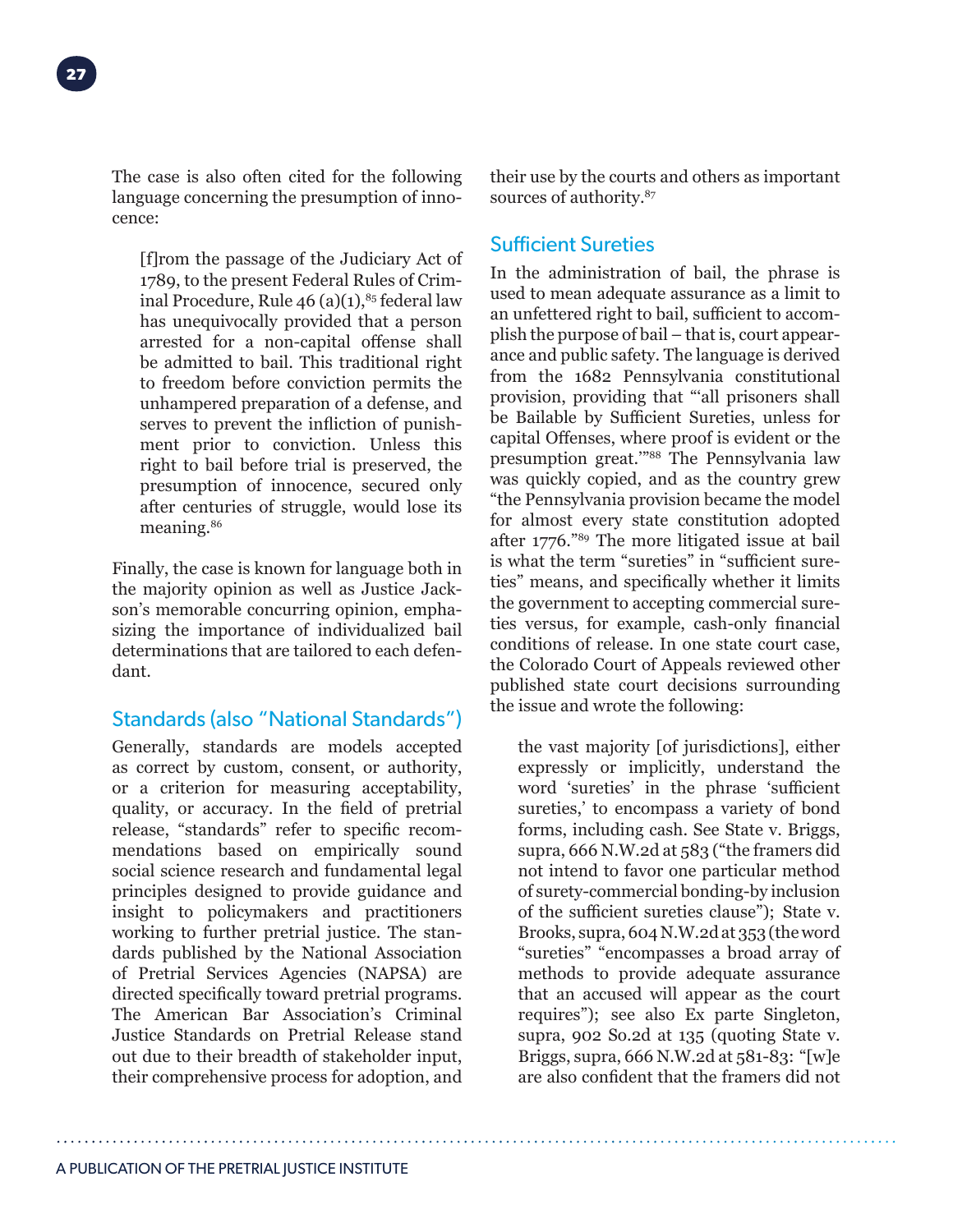The case is also often cited for the following language concerning the presumption of innocence:

> [f]rom the passage of the Judiciary Act of 1789, to the present Federal Rules of Criminal Procedure, Rule 46 (a)(1),[85] federal law has unequivocally provided that a person arrested for a non-capital offense shall be admitted to bail. This traditional right to freedom before conviction permits the unhampered preparation of a defense, and serves to prevent the infliction of punishment prior to conviction. Unless this right to bail before trial is preserved, the presumption of innocence, secured only after centuries of struggle, would lose its meaning.[86]

Finally, the case is known for language both in the majority opinion as well as Justice Jackson's memorable concurring opinion, emphasizing the importance of individualized bail determinations that are tailored to each defendant.

## Standards (also "National Standards")

Generally, standards are models accepted as correct by custom, consent, or authority, or a criterion for measuring acceptability, quality, or accuracy. In the field of pretrial release, "standards" refer to specific recommendations based on empirically sound social science research and fundamental legal principles designed to provide guidance and insight to policymakers and practitioners working to further pretrial justice. The standards published by the National Association of Pretrial Services Agencies (NAPSA) are directed specifically toward pretrial programs. The American Bar Association's Criminal Justice Standards on Pretrial Release stand out due to their breadth of stakeholder input, their comprehensive process for adoption, and their use by the courts and others as important sources of authority.[87]

## Sufficient Sureties

In the administration of bail, the phrase is used to mean adequate assurance as a limit to an unfettered right to bail, sufficient to accomplish the purpose of bail – that is, court appearance and public safety. The language is derived from the 1682 Pennsylvania constitutional provision, providing that "'all prisoners shall be Bailable by Sufficient Sureties, unless for capital Offenses, where proof is evident or the presumption great.'"[88] The Pennsylvania law was quickly copied, and as the country grew "the Pennsylvania provision became the model for almost every state constitution adopted after 1776."[89] The more litigated issue at bail is what the term "sureties" in "sufficient sureties" means, and specifically whether it limits the government to accepting commercial sureties versus, for example, cash-only financial conditions of release. In one state court case, the Colorado Court of Appeals reviewed other published state court decisions surrounding the issue and wrote the following:

> the vast majority [of jurisdictions], either expressly or implicitly, understand the word 'sureties' in the phrase 'sufficient sureties,' to encompass a variety of bond forms, including cash. See State v. Briggs, supra, 666 N.W.2d at 583 ("the framers did not intend to favor one particular method of surety-commercial bonding-by inclusion of the sufficient sureties clause"); State v. Brooks, supra, 604 N.W.2d at 353 (the word "sureties" "encompasses a broad array of methods to provide adequate assurance that an accused will appear as the court requires"); see also Ex parte Singleton, supra, 902 So.2d at 135 (quoting State v. Briggs, supra, 666 N.W.2d at 581-83: "[w]e are also confident that the framers did not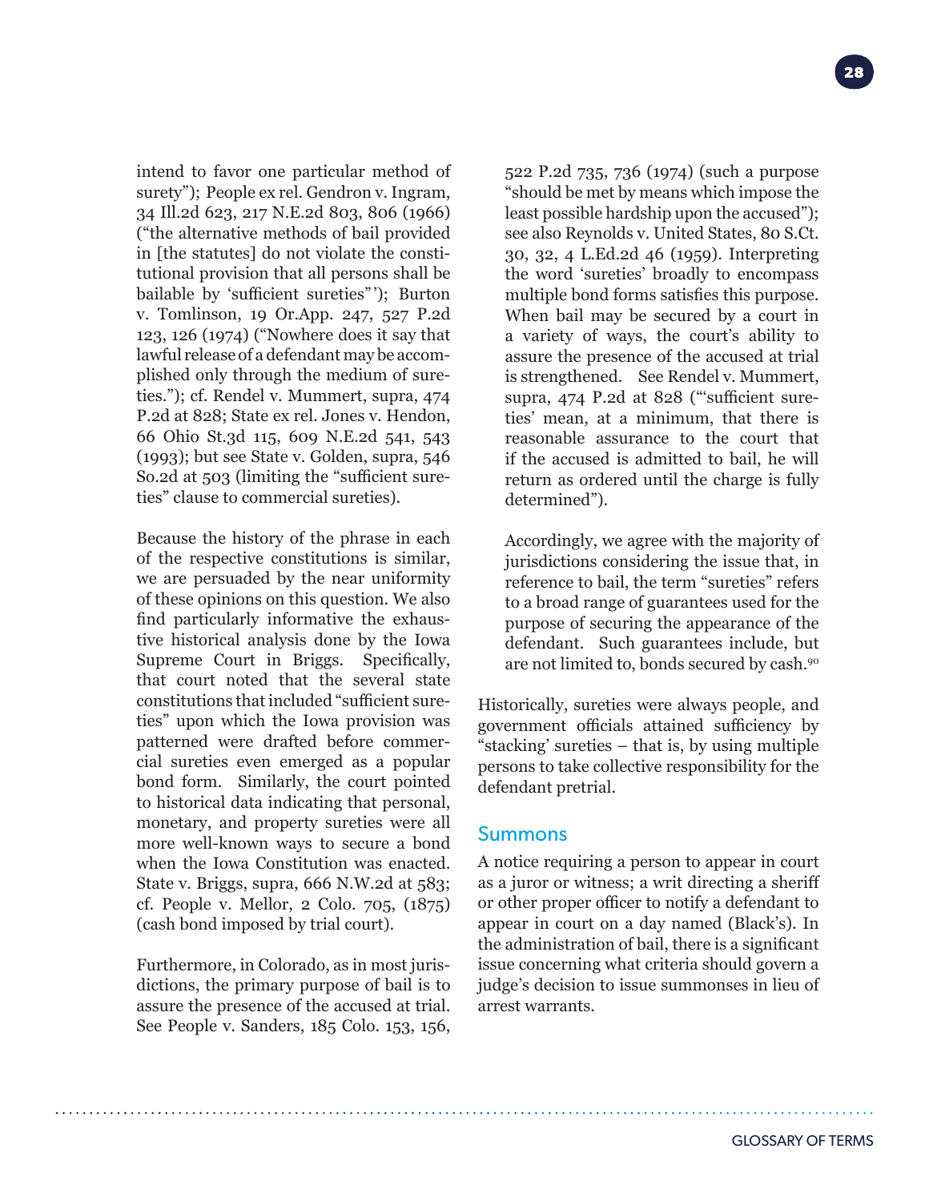intend to favor one particular method of surety"); People ex rel. Gendron v. Ingram, 34 Ill.2d 623, 217 N.E.2d 803, 806 (1966) ("the alternative methods of bail provided in [the statutes] do not violate the constitutional provision that all persons shall be bailable by 'sufficient sureties'"); Burton v. Tomlinson, 19 Or.App. 247, 527 P.2d 123, 126 (1974) ("Nowhere does it say that lawful release of a defendant may be accomplished only through the medium of sureties."); cf. Rendel v. Mummert, supra, 474 P.2d at 828; State ex rel. Jones v. Hendon, 66 Ohio St.3d 115, 609 N.E.2d 541, 543 (1993); but see State v. Golden, supra, 546 So.2d at 503 (limiting the "sufficient sureties" clause to commercial sureties).

Because the history of the phrase in each of the respective constitutions is similar, we are persuaded by the near uniformity of these opinions on this question. We also find particularly informative the exhaustive historical analysis done by the Iowa Supreme Court in Briggs. Specifically, that court noted that the several state constitutions that included "sufficient sureties" upon which the Iowa provision was patterned were drafted before commercial sureties even emerged as a popular bond form. Similarly, the court pointed to historical data indicating that personal, monetary, and property sureties were all more well-known ways to secure a bond when the Iowa Constitution was enacted. State v. Briggs, supra, 666 N.W.2d at 583; cf. People v. Mellor, 2 Colo. 705, (1875) (cash bond imposed by trial court).

Furthermore, in Colorado, as in most jurisdictions, the primary purpose of bail is to assure the presence of the accused at trial. See People v. Sanders, 185 Colo. 153, 156, 522 P.2d 735, 736 (1974) (such a purpose "should be met by means which impose the least possible hardship upon the accused"); see also Reynolds v. United States, 80 S.Ct. 30, 32, 4 L.Ed.2d 46 (1959). Interpreting the word 'sureties' broadly to encompass multiple bond forms satisfies this purpose. When bail may be secured by a court in a variety of ways, the court's ability to assure the presence of the accused at trial is strengthened. See Rendel v. Mummert, supra, 474 P.2d at 828 ("'sufficient sureties' mean, at a minimum, that there is reasonable assurance to the court that if the accused is admitted to bail, he will return as ordered until the charge is fully determined").

Accordingly, we agree with the majority of jurisdictions considering the issue that, in reference to bail, the term "sureties" refers to a broad range of guarantees used for the purpose of securing the appearance of the defendant. Such guarantees include, but are not limited to, bonds secured by cash.[90]

Historically, sureties were always people, and government officials attained sufficiency by "stacking' sureties – that is, by using multiple persons to take collective responsibility for the defendant pretrial.

## Summons

A notice requiring a person to appear in court as a juror or witness; a writ directing a sheriff or other proper officer to notify a defendant to appear in court on a day named (Black's). In the administration of bail, there is a significant issue concerning what criteria should govern a judge's decision to issue summonses in lieu of arrest warrants.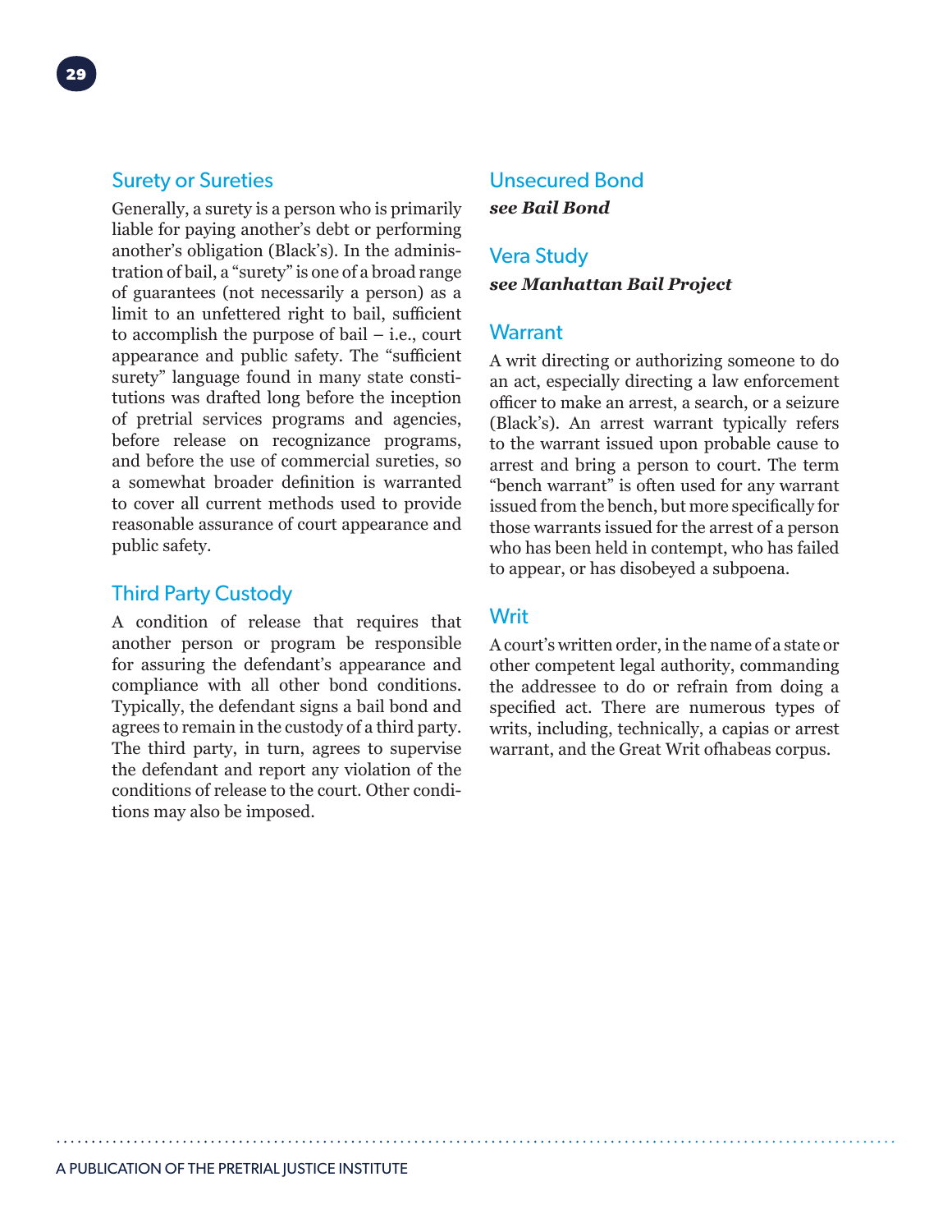## Surety or Sureties

Generally, a surety is a person who is primarily liable for paying another's debt or performing another's obligation (Black's). In the administration of bail, a "surety" is one of a broad range of guarantees (not necessarily a person) as a limit to an unfettered right to bail, sufficient to accomplish the purpose of bail – i.e., court appearance and public safety. The "sufficient surety" language found in many state constitutions was drafted long before the inception of pretrial services programs and agencies, before release on recognizance programs, and before the use of commercial sureties, so a somewhat broader definition is warranted to cover all current methods used to provide reasonable assurance of court appearance and public safety.

## Third Party Custody

A condition of release that requires that another person or program be responsible for assuring the defendant's appearance and compliance with all other bond conditions. Typically, the defendant signs a bail bond and agrees to remain in the custody of a third party. The third party, in turn, agrees to supervise the defendant and report any violation of the conditions of release to the court. Other conditions may also be imposed.

## Unsecured Bond

***see Bail Bond***

## Vera Study

***see Manhattan Bail Project***

## Warrant

A writ directing or authorizing someone to do an act, especially directing a law enforcement officer to make an arrest, a search, or a seizure (Black's). An arrest warrant typically refers to the warrant issued upon probable cause to arrest and bring a person to court. The term "bench warrant" is often used for any warrant issued from the bench, but more specifically for those warrants issued for the arrest of a person who has been held in contempt, who has failed to appear, or has disobeyed a subpoena.

## Writ

A court's written order, in the name of a state or other competent legal authority, commanding the addressee to do or refrain from doing a specified act. There are numerous types of writs, including, technically, a capias or arrest warrant, and the Great Writ ofhabeas corpus.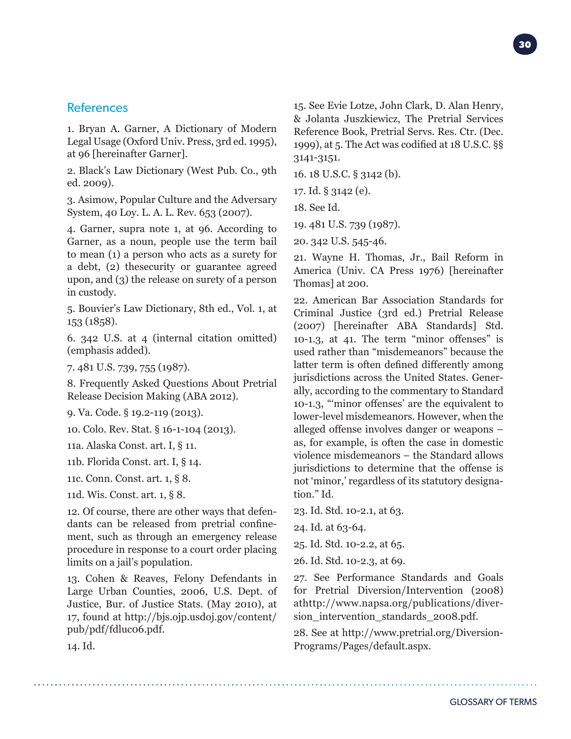## References

1. Bryan A. Garner, A Dictionary of Modern Legal Usage (Oxford Univ. Press, 3rd ed. 1995), at 96 [hereinafter Garner].

2. Black's Law Dictionary (West Pub. Co., 9th ed. 2009).

3. Asimow, Popular Culture and the Adversary System, 40 Loy. L. A. L. Rev. 653 (2007).

4. Garner, supra note 1, at 96. According to Garner, as a noun, people use the term bail to mean (1) a person who acts as a surety for a debt, (2) thesecurity or guarantee agreed upon, and (3) the release on surety of a person in custody.

5. Bouvier's Law Dictionary, 8th ed., Vol. 1, at 153 (1858).

6. 342 U.S. at 4 (internal citation omitted) (emphasis added).

7. 481 U.S. 739, 755 (1987).

8. Frequently Asked Questions About Pretrial Release Decision Making (ABA 2012).

9. Va. Code. § 19.2-119 (2013).

10. Colo. Rev. Stat. § 16-1-104 (2013).

11a. Alaska Const. art. I, § 11.

11b. Florida Const. art. I, § 14.

11c. Conn. Const. art. 1, § 8.

11d. Wis. Const. art. 1, § 8.

12. Of course, there are other ways that defendants can be released from pretrial confinement, such as through an emergency release procedure in response to a court order placing limits on a jail's population.

13. Cohen & Reaves, Felony Defendants in Large Urban Counties, 2006, U.S. Dept. of Justice, Bur. of Justice Stats. (May 2010), at 17, found at http://bjs.ojp.usdoj.gov/content/pub/pdf/fdluc06.pdf.

14. Id.

15. See Evie Lotze, John Clark, D. Alan Henry, & Jolanta Juszkiewicz, The Pretrial Services Reference Book, Pretrial Servs. Res. Ctr. (Dec. 1999), at 5. The Act was codified at 18 U.S.C. §§ 3141-3151.

16. 18 U.S.C. § 3142 (b).

17. Id. § 3142 (e).

18. See Id.

19. 481 U.S. 739 (1987).

20. 342 U.S. 545-46.

21. Wayne H. Thomas, Jr., Bail Reform in America (Univ. CA Press 1976) [hereinafter Thomas] at 200.

22. American Bar Association Standards for Criminal Justice (3rd ed.) Pretrial Release (2007) [hereinafter ABA Standards] Std. 10-1.3, at 41. The term "minor offenses" is used rather than "misdemeanors" because the latter term is often defined differently among jurisdictions across the United States. Generally, according to the commentary to Standard 10-1.3, "'minor offenses' are the equivalent to lower-level misdemeanors. However, when the alleged offense involves danger or weapons – as, for example, is often the case in domestic violence misdemeanors – the Standard allows jurisdictions to determine that the offense is not 'minor,' regardless of its statutory designation." Id.

23. Id. Std. 10-2.1, at 63.

24. Id. at 63-64.

25. Id. Std. 10-2.2, at 65.

26. Id. Std. 10-2.3, at 69.

27. See Performance Standards and Goals for Pretrial Diversion/Intervention (2008) athttp://www.napsa.org/publications/diversion_intervention_standards_2008.pdf.

28. See at http://www.pretrial.org/DiversionPrograms/Pages/default.aspx.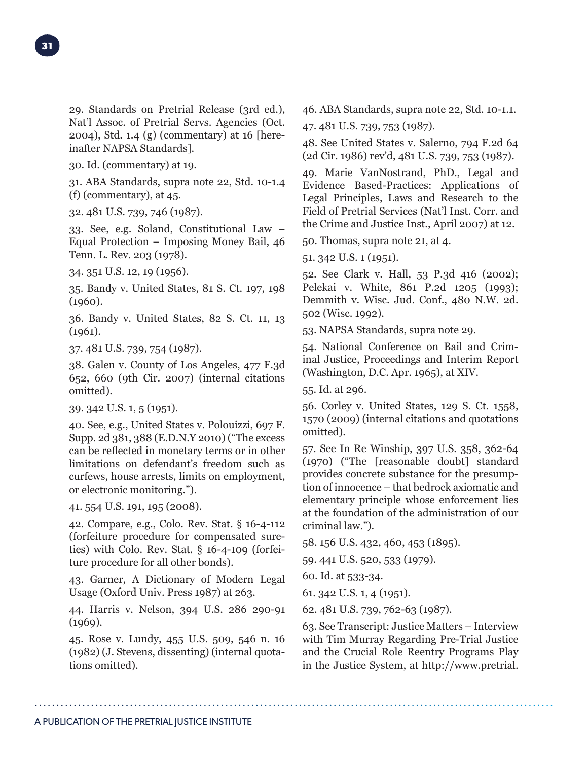29. Standards on Pretrial Release (3rd ed.), Nat'l Assoc. of Pretrial Servs. Agencies (Oct. 2004), Std. 1.4 (g) (commentary) at 16 [hereinafter NAPSA Standards].

30. Id. (commentary) at 19.

31. ABA Standards, supra note 22, Std. 10-1.4 (f) (commentary), at 45.

32. 481 U.S. 739, 746 (1987).

33. See, e.g. Soland, Constitutional Law – Equal Protection – Imposing Money Bail, 46 Tenn. L. Rev. 203 (1978).

34. 351 U.S. 12, 19 (1956).

35. Bandy v. United States, 81 S. Ct. 197, 198 (1960).

36. Bandy v. United States, 82 S. Ct. 11, 13 (1961).

37. 481 U.S. 739, 754 (1987).

38. Galen v. County of Los Angeles, 477 F.3d 652, 660 (9th Cir. 2007) (internal citations omitted).

39. 342 U.S. 1, 5 (1951).

40. See, e.g., United States v. Polouizzi, 697 F. Supp. 2d 381, 388 (E.D.N.Y 2010) ("The excess can be reflected in monetary terms or in other limitations on defendant's freedom such as curfews, house arrests, limits on employment, or electronic monitoring.").

41. 554 U.S. 191, 195 (2008).

42. Compare, e.g., Colo. Rev. Stat. § 16-4-112 (forfeiture procedure for compensated sureties) with Colo. Rev. Stat. § 16-4-109 (forfeiture procedure for all other bonds).

43. Garner, A Dictionary of Modern Legal Usage (Oxford Univ. Press 1987) at 263.

44. Harris v. Nelson, 394 U.S. 286 290-91 (1969).

45. Rose v. Lundy, 455 U.S. 509, 546 n. 16 (1982) (J. Stevens, dissenting) (internal quotations omitted).

46. ABA Standards, supra note 22, Std. 10-1.1.

47. 481 U.S. 739, 753 (1987).

48. See United States v. Salerno, 794 F.2d 64 (2d Cir. 1986) rev'd, 481 U.S. 739, 753 (1987).

49. Marie VanNostrand, PhD., Legal and Evidence Based-Practices: Applications of Legal Principles, Laws and Research to the Field of Pretrial Services (Nat'l Inst. Corr. and the Crime and Justice Inst., April 2007) at 12.

50. Thomas, supra note 21, at 4.

51. 342 U.S. 1 (1951).

52. See Clark v. Hall, 53 P.3d 416 (2002); Pelekai v. White, 861 P.2d 1205 (1993); Demmith v. Wisc. Jud. Conf., 480 N.W. 2d. 502 (Wisc. 1992).

53. NAPSA Standards, supra note 29.

54. National Conference on Bail and Criminal Justice, Proceedings and Interim Report (Washington, D.C. Apr. 1965), at XIV.

55. Id. at 296.

56. Corley v. United States, 129 S. Ct. 1558, 1570 (2009) (internal citations and quotations omitted).

57. See In Re Winship, 397 U.S. 358, 362-64 (1970) ("The [reasonable doubt] standard provides concrete substance for the presumption of innocence – that bedrock axiomatic and elementary principle whose enforcement lies at the foundation of the administration of our criminal law.").

58. 156 U.S. 432, 460, 453 (1895).

59. 441 U.S. 520, 533 (1979).

60. Id. at 533-34.

61. 342 U.S. 1, 4 (1951).

62. 481 U.S. 739, 762-63 (1987).

63. See Transcript: Justice Matters – Interview with Tim Murray Regarding Pre-Trial Justice and the Crucial Role Reentry Programs Play in the Justice System, at http://www.pretrial.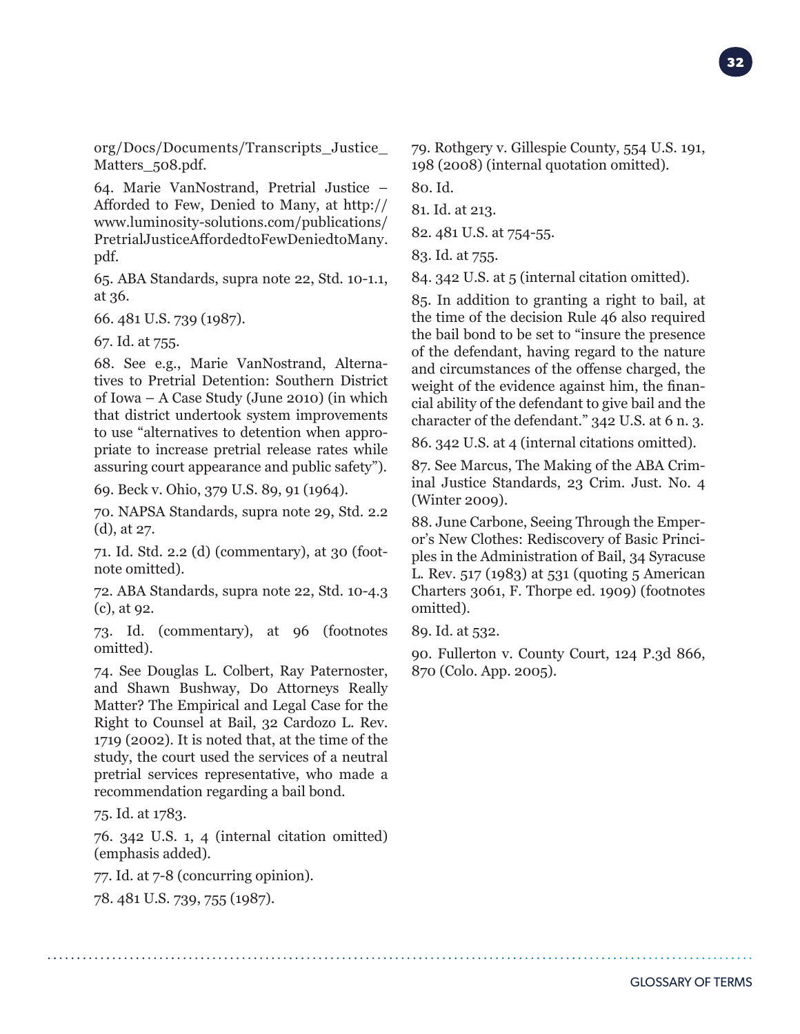org/Docs/Documents/Transcripts_Justice_Matters_508.pdf.

64. Marie VanNostrand, Pretrial Justice – Afforded to Few, Denied to Many, at http://www.luminosity-solutions.com/publications/PretrialJusticeAffordedtoFewDeniedtoMany.pdf.

65. ABA Standards, supra note 22, Std. 10-1.1, at 36.

66. 481 U.S. 739 (1987).

67. Id. at 755.

68. See e.g., Marie VanNostrand, Alternatives to Pretrial Detention: Southern District of Iowa – A Case Study (June 2010) (in which that district undertook system improvements to use "alternatives to detention when appropriate to increase pretrial release rates while assuring court appearance and public safety").

69. Beck v. Ohio, 379 U.S. 89, 91 (1964).

70. NAPSA Standards, supra note 29, Std. 2.2 (d), at 27.

71. Id. Std. 2.2 (d) (commentary), at 30 (footnote omitted).

72. ABA Standards, supra note 22, Std. 10-4.3 (c), at 92.

73. Id. (commentary), at 96 (footnotes omitted).

74. See Douglas L. Colbert, Ray Paternoster, and Shawn Bushway, Do Attorneys Really Matter? The Empirical and Legal Case for the Right to Counsel at Bail, 32 Cardozo L. Rev. 1719 (2002). It is noted that, at the time of the study, the court used the services of a neutral pretrial services representative, who made a recommendation regarding a bail bond.

75. Id. at 1783.

76. 342 U.S. 1, 4 (internal citation omitted) (emphasis added).

77. Id. at 7-8 (concurring opinion).

78. 481 U.S. 739, 755 (1987).

79. Rothgery v. Gillespie County, 554 U.S. 191, 198 (2008) (internal quotation omitted).

80. Id.

81. Id. at 213.

82. 481 U.S. at 754-55.

83. Id. at 755.

84. 342 U.S. at 5 (internal citation omitted).

85. In addition to granting a right to bail, at the time of the decision Rule 46 also required the bail bond to be set to "insure the presence of the defendant, having regard to the nature and circumstances of the offense charged, the weight of the evidence against him, the financial ability of the defendant to give bail and the character of the defendant." 342 U.S. at 6 n. 3.

86. 342 U.S. at 4 (internal citations omitted).

87. See Marcus, The Making of the ABA Criminal Justice Standards, 23 Crim. Just. No. 4 (Winter 2009).

88. June Carbone, Seeing Through the Emperor's New Clothes: Rediscovery of Basic Principles in the Administration of Bail, 34 Syracuse L. Rev. 517 (1983) at 531 (quoting 5 American Charters 3061, F. Thorpe ed. 1909) (footnotes omitted).

89. Id. at 532.

90. Fullerton v. County Court, 124 P.3d 866, 870 (Colo. App. 2005).